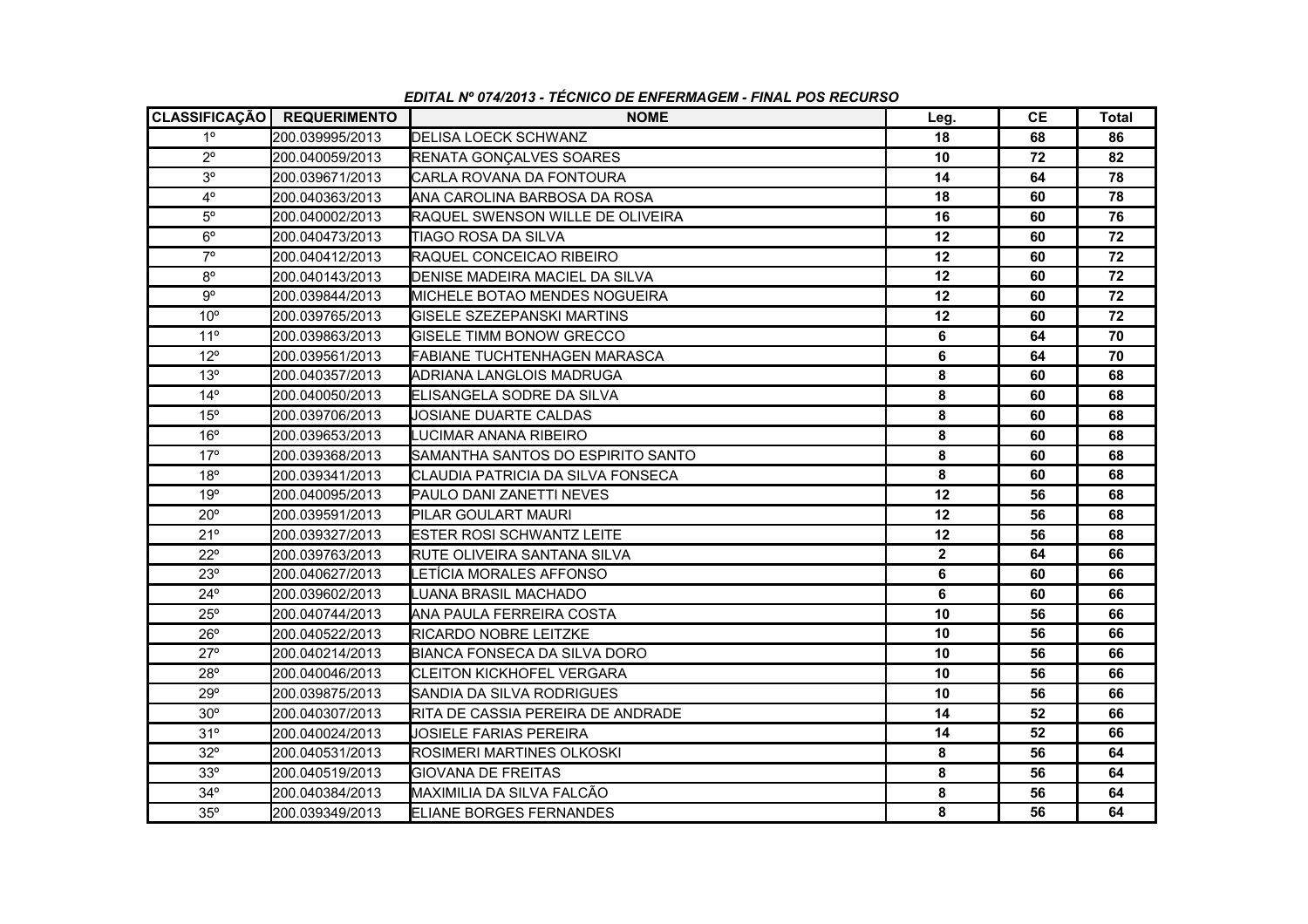***EDITAL Nº 074/2013 - TÉCNICO DE ENFERMAGEM - FINAL POS RECURSO***

| CLASSIFICAÇÃO | REQUERIMENTO | NOME | Leg. | CE | Total |
|---|---|---|---|---|---|
| 1º | 200.039995/2013 | DELISA LOECK SCHWANZ | 18 | 68 | 86 |
| 2º | 200.040059/2013 | RENATA GONÇALVES SOARES | 10 | 72 | 82 |
| 3º | 200.039671/2013 | CARLA ROVANA DA FONTOURA | 14 | 64 | 78 |
| 4º | 200.040363/2013 | ANA CAROLINA BARBOSA DA ROSA | 18 | 60 | 78 |
| 5º | 200.040002/2013 | RAQUEL SWENSON WILLE DE OLIVEIRA | 16 | 60 | 76 |
| 6º | 200.040473/2013 | TIAGO ROSA DA SILVA | 12 | 60 | 72 |
| 7º | 200.040412/2013 | RAQUEL CONCEICAO RIBEIRO | 12 | 60 | 72 |
| 8º | 200.040143/2013 | DENISE MADEIRA MACIEL DA SILVA | 12 | 60 | 72 |
| 9º | 200.039844/2013 | MICHELE BOTAO MENDES NOGUEIRA | 12 | 60 | 72 |
| 10º | 200.039765/2013 | GISELE SZEZEPANSKI MARTINS | 12 | 60 | 72 |
| 11º | 200.039863/2013 | GISELE TIMM BONOW GRECCO | 6 | 64 | 70 |
| 12º | 200.039561/2013 | FABIANE TUCHTENHAGEN MARASCA | 6 | 64 | 70 |
| 13º | 200.040357/2013 | ADRIANA LANGLOIS MADRUGA | 8 | 60 | 68 |
| 14º | 200.040050/2013 | ELISANGELA SODRE DA SILVA | 8 | 60 | 68 |
| 15º | 200.039706/2013 | JOSIANE DUARTE CALDAS | 8 | 60 | 68 |
| 16º | 200.039653/2013 | LUCIMAR ANANA RIBEIRO | 8 | 60 | 68 |
| 17º | 200.039368/2013 | SAMANTHA SANTOS DO ESPIRITO SANTO | 8 | 60 | 68 |
| 18º | 200.039341/2013 | CLAUDIA PATRICIA DA SILVA FONSECA | 8 | 60 | 68 |
| 19º | 200.040095/2013 | PAULO DANI ZANETTI NEVES | 12 | 56 | 68 |
| 20º | 200.039591/2013 | PILAR GOULART MAURI | 12 | 56 | 68 |
| 21º | 200.039327/2013 | ESTER ROSI SCHWANTZ LEITE | 12 | 56 | 68 |
| 22º | 200.039763/2013 | RUTE OLIVEIRA SANTANA SILVA | 2 | 64 | 66 |
| 23º | 200.040627/2013 | LETÍCIA MORALES AFFONSO | 6 | 60 | 66 |
| 24º | 200.039602/2013 | LUANA BRASIL MACHADO | 6 | 60 | 66 |
| 25º | 200.040744/2013 | ANA PAULA FERREIRA COSTA | 10 | 56 | 66 |
| 26º | 200.040522/2013 | RICARDO NOBRE LEITZKE | 10 | 56 | 66 |
| 27º | 200.040214/2013 | BIANCA FONSECA DA SILVA DORO | 10 | 56 | 66 |
| 28º | 200.040046/2013 | CLEITON KICKHOFEL VERGARA | 10 | 56 | 66 |
| 29º | 200.039875/2013 | SANDIA DA SILVA RODRIGUES | 10 | 56 | 66 |
| 30º | 200.040307/2013 | RITA DE CASSIA PEREIRA DE ANDRADE | 14 | 52 | 66 |
| 31º | 200.040024/2013 | JOSIELE FARIAS PEREIRA | 14 | 52 | 66 |
| 32º | 200.040531/2013 | ROSIMERI MARTINES OLKOSKI | 8 | 56 | 64 |
| 33º | 200.040519/2013 | GIOVANA DE FREITAS | 8 | 56 | 64 |
| 34º | 200.040384/2013 | MAXIMILIA DA SILVA FALCÃO | 8 | 56 | 64 |
| 35º | 200.039349/2013 | ELIANE BORGES FERNANDES | 8 | 56 | 64 |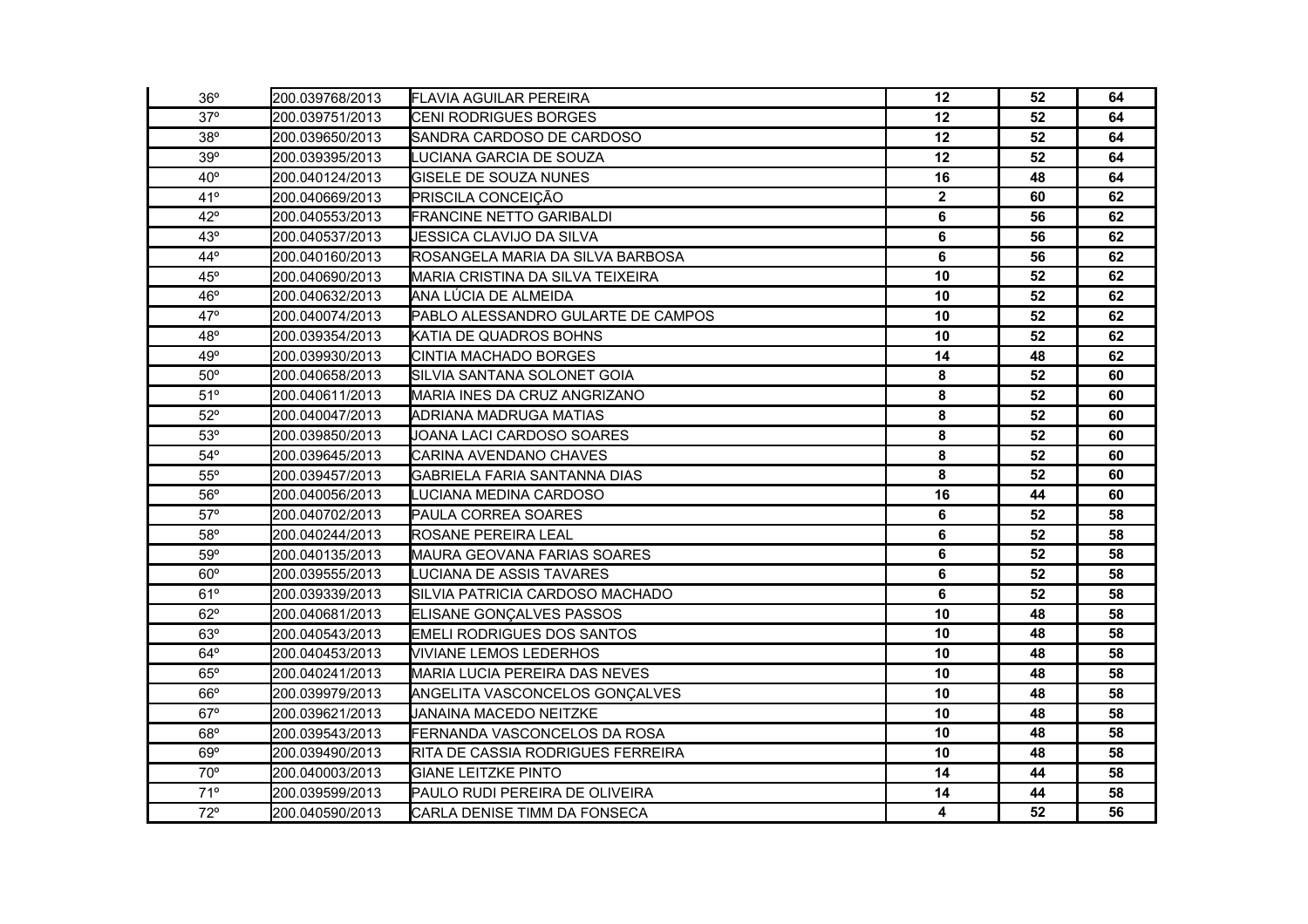| 36º | 200.039768/2013 | FLAVIA AGUILAR PEREIRA | 12 | 52 | 64 |
|---|---|---|---|---|---|
| 37º | 200.039751/2013 | CENI RODRIGUES BORGES | 12 | 52 | 64 |
| 38º | 200.039650/2013 | SANDRA CARDOSO DE CARDOSO | 12 | 52 | 64 |
| 39º | 200.039395/2013 | LUCIANA GARCIA DE SOUZA | 12 | 52 | 64 |
| 40º | 200.040124/2013 | GISELE DE SOUZA NUNES | 16 | 48 | 64 |
| 41º | 200.040669/2013 | PRISCILA CONCEIÇÃO | 2 | 60 | 62 |
| 42º | 200.040553/2013 | FRANCINE NETTO GARIBALDI | 6 | 56 | 62 |
| 43º | 200.040537/2013 | JESSICA CLAVIJO DA SILVA | 6 | 56 | 62 |
| 44º | 200.040160/2013 | ROSANGELA MARIA DA SILVA BARBOSA | 6 | 56 | 62 |
| 45º | 200.040690/2013 | MARIA CRISTINA DA SILVA TEIXEIRA | 10 | 52 | 62 |
| 46º | 200.040632/2013 | ANA LÚCIA DE ALMEIDA | 10 | 52 | 62 |
| 47º | 200.040074/2013 | PABLO ALESSANDRO GULARTE DE CAMPOS | 10 | 52 | 62 |
| 48º | 200.039354/2013 | KATIA DE QUADROS BOHNS | 10 | 52 | 62 |
| 49º | 200.039930/2013 | CINTIA MACHADO BORGES | 14 | 48 | 62 |
| 50º | 200.040658/2013 | SILVIA SANTANA SOLONET GOIA | 8 | 52 | 60 |
| 51º | 200.040611/2013 | MARIA INES DA CRUZ ANGRIZANO | 8 | 52 | 60 |
| 52º | 200.040047/2013 | ADRIANA MADRUGA MATIAS | 8 | 52 | 60 |
| 53º | 200.039850/2013 | JOANA LACI CARDOSO SOARES | 8 | 52 | 60 |
| 54º | 200.039645/2013 | CARINA AVENDANO CHAVES | 8 | 52 | 60 |
| 55º | 200.039457/2013 | GABRIELA FARIA SANTANNA DIAS | 8 | 52 | 60 |
| 56º | 200.040056/2013 | LUCIANA MEDINA CARDOSO | 16 | 44 | 60 |
| 57º | 200.040702/2013 | PAULA CORREA SOARES | 6 | 52 | 58 |
| 58º | 200.040244/2013 | ROSANE PEREIRA LEAL | 6 | 52 | 58 |
| 59º | 200.040135/2013 | MAURA GEOVANA FARIAS SOARES | 6 | 52 | 58 |
| 60º | 200.039555/2013 | LUCIANA DE ASSIS TAVARES | 6 | 52 | 58 |
| 61º | 200.039339/2013 | SILVIA PATRICIA CARDOSO MACHADO | 6 | 52 | 58 |
| 62º | 200.040681/2013 | ELISANE GONÇALVES PASSOS | 10 | 48 | 58 |
| 63º | 200.040543/2013 | EMELI RODRIGUES DOS SANTOS | 10 | 48 | 58 |
| 64º | 200.040453/2013 | VIVIANE LEMOS LEDERHOS | 10 | 48 | 58 |
| 65º | 200.040241/2013 | MARIA LUCIA PEREIRA DAS NEVES | 10 | 48 | 58 |
| 66º | 200.039979/2013 | ANGELITA VASCONCELOS GONÇALVES | 10 | 48 | 58 |
| 67º | 200.039621/2013 | JANAINA MACEDO NEITZKE | 10 | 48 | 58 |
| 68º | 200.039543/2013 | FERNANDA VASCONCELOS DA ROSA | 10 | 48 | 58 |
| 69º | 200.039490/2013 | RITA DE CASSIA RODRIGUES FERREIRA | 10 | 48 | 58 |
| 70º | 200.040003/2013 | GIANE LEITZKE PINTO | 14 | 44 | 58 |
| 71º | 200.039599/2013 | PAULO RUDI PEREIRA DE OLIVEIRA | 14 | 44 | 58 |
| 72º | 200.040590/2013 | CARLA DENISE TIMM DA FONSECA | 4 | 52 | 56 |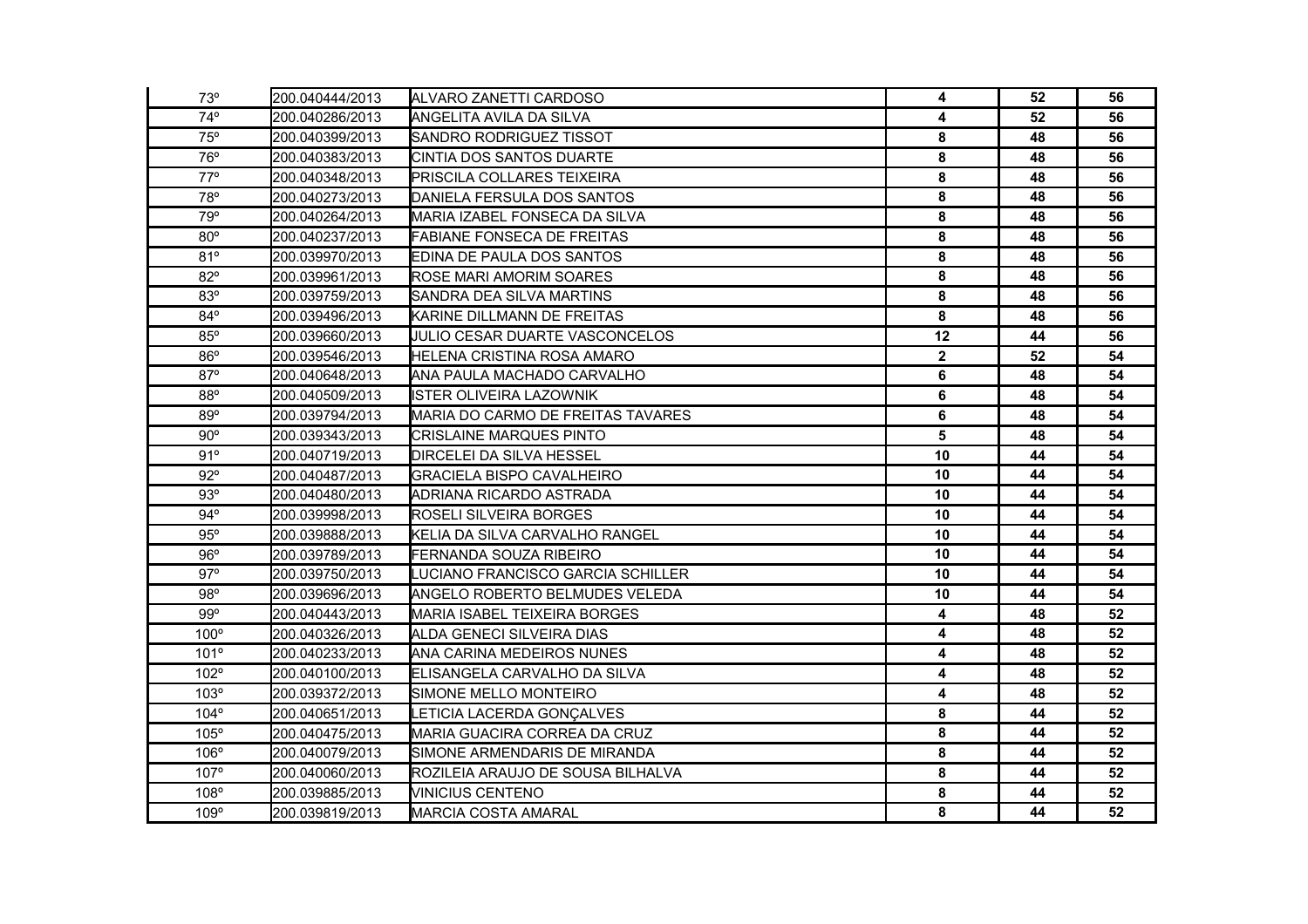| | | | | | |
|---|---|---|---|---|---|
| 73º | 200.040444/2013 | ALVARO ZANETTI CARDOSO | 4 | 52 | 56 |
| 74º | 200.040286/2013 | ANGELITA AVILA DA SILVA | 4 | 52 | 56 |
| 75º | 200.040399/2013 | SANDRO RODRIGUEZ TISSOT | 8 | 48 | 56 |
| 76º | 200.040383/2013 | CINTIA DOS SANTOS DUARTE | 8 | 48 | 56 |
| 77º | 200.040348/2013 | PRISCILA COLLARES TEIXEIRA | 8 | 48 | 56 |
| 78º | 200.040273/2013 | DANIELA FERSULA DOS SANTOS | 8 | 48 | 56 |
| 79º | 200.040264/2013 | MARIA IZABEL FONSECA DA SILVA | 8 | 48 | 56 |
| 80º | 200.040237/2013 | FABIANE FONSECA DE FREITAS | 8 | 48 | 56 |
| 81º | 200.039970/2013 | EDINA DE PAULA DOS SANTOS | 8 | 48 | 56 |
| 82º | 200.039961/2013 | ROSE MARI AMORIM SOARES | 8 | 48 | 56 |
| 83º | 200.039759/2013 | SANDRA DEA SILVA MARTINS | 8 | 48 | 56 |
| 84º | 200.039496/2013 | KARINE DILLMANN DE FREITAS | 8 | 48 | 56 |
| 85º | 200.039660/2013 | JULIO CESAR DUARTE VASCONCELOS | 12 | 44 | 56 |
| 86º | 200.039546/2013 | HELENA CRISTINA ROSA AMARO | 2 | 52 | 54 |
| 87º | 200.040648/2013 | ANA PAULA MACHADO CARVALHO | 6 | 48 | 54 |
| 88º | 200.040509/2013 | ISTER OLIVEIRA LAZOWNIK | 6 | 48 | 54 |
| 89º | 200.039794/2013 | MARIA DO CARMO DE FREITAS TAVARES | 6 | 48 | 54 |
| 90º | 200.039343/2013 | CRISLAINE MARQUES PINTO | 5 | 48 | 54 |
| 91º | 200.040719/2013 | DIRCELEI DA SILVA HESSEL | 10 | 44 | 54 |
| 92º | 200.040487/2013 | GRACIELA BISPO CAVALHEIRO | 10 | 44 | 54 |
| 93º | 200.040480/2013 | ADRIANA RICARDO ASTRADA | 10 | 44 | 54 |
| 94º | 200.039998/2013 | ROSELI SILVEIRA BORGES | 10 | 44 | 54 |
| 95º | 200.039888/2013 | KELIA DA SILVA CARVALHO RANGEL | 10 | 44 | 54 |
| 96º | 200.039789/2013 | FERNANDA SOUZA RIBEIRO | 10 | 44 | 54 |
| 97º | 200.039750/2013 | LUCIANO FRANCISCO GARCIA SCHILLER | 10 | 44 | 54 |
| 98º | 200.039696/2013 | ANGELO ROBERTO BELMUDES VELEDA | 10 | 44 | 54 |
| 99º | 200.040443/2013 | MARIA ISABEL TEIXEIRA BORGES | 4 | 48 | 52 |
| 100º | 200.040326/2013 | ALDA GENECI SILVEIRA DIAS | 4 | 48 | 52 |
| 101º | 200.040233/2013 | ANA CARINA MEDEIROS NUNES | 4 | 48 | 52 |
| 102º | 200.040100/2013 | ELISANGELA CARVALHO DA SILVA | 4 | 48 | 52 |
| 103º | 200.039372/2013 | SIMONE MELLO MONTEIRO | 4 | 48 | 52 |
| 104º | 200.040651/2013 | LETICIA LACERDA GONÇALVES | 8 | 44 | 52 |
| 105º | 200.040475/2013 | MARIA GUACIRA CORREA DA CRUZ | 8 | 44 | 52 |
| 106º | 200.040079/2013 | SIMONE ARMENDARIS DE MIRANDA | 8 | 44 | 52 |
| 107º | 200.040060/2013 | ROZILEIA ARAUJO DE SOUSA BILHALVA | 8 | 44 | 52 |
| 108º | 200.039885/2013 | VINICIUS CENTENO | 8 | 44 | 52 |
| 109º | 200.039819/2013 | MARCIA COSTA AMARAL | 8 | 44 | 52 |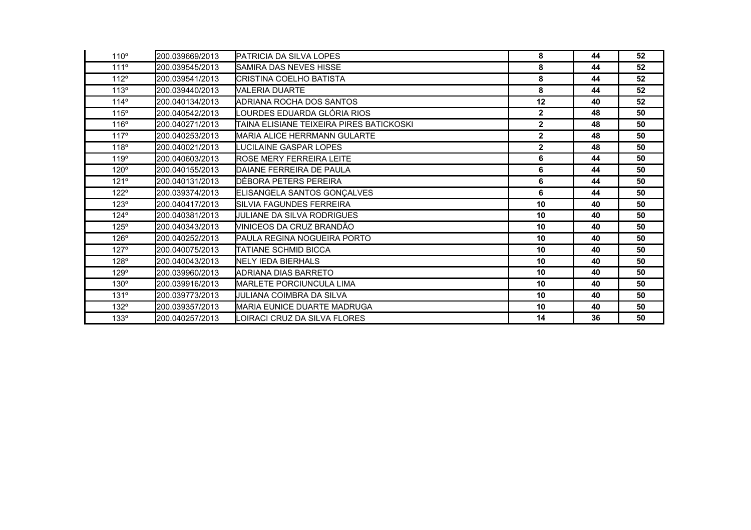| | | | | | |
|---|---|---|---|---|---|
| 110º | 200.039669/2013 | PATRICIA DA SILVA LOPES | **8** | **44** | **52** |
| 111º | 200.039545/2013 | SAMIRA DAS NEVES HISSE | **8** | **44** | **52** |
| 112º | 200.039541/2013 | CRISTINA COELHO BATISTA | **8** | **44** | **52** |
| 113º | 200.039440/2013 | VALERIA DUARTE | **8** | **44** | **52** |
| 114º | 200.040134/2013 | ADRIANA ROCHA DOS SANTOS | **12** | **40** | **52** |
| 115º | 200.040542/2013 | LOURDES EDUARDA GLÓRIA RIOS | **2** | **48** | **50** |
| 116º | 200.040271/2013 | TAINA ELISIANE TEIXEIRA PIRES BATICKOSKI | **2** | **48** | **50** |
| 117º | 200.040253/2013 | MARIA ALICE HERRMANN GULARTE | **2** | **48** | **50** |
| 118º | 200.040021/2013 | LUCILAINE GASPAR LOPES | **2** | **48** | **50** |
| 119º | 200.040603/2013 | ROSE MERY FERREIRA LEITE | **6** | **44** | **50** |
| 120º | 200.040155/2013 | DAIANE FERREIRA DE PAULA | **6** | **44** | **50** |
| 121º | 200.040131/2013 | DÉBORA PETERS PEREIRA | **6** | **44** | **50** |
| 122º | 200.039374/2013 | ELISANGELA SANTOS GONÇALVES | **6** | **44** | **50** |
| 123º | 200.040417/2013 | SILVIA FAGUNDES FERREIRA | **10** | **40** | **50** |
| 124º | 200.040381/2013 | JULIANE DA SILVA RODRIGUES | **10** | **40** | **50** |
| 125º | 200.040343/2013 | VINICEOS DA CRUZ BRANDÃO | **10** | **40** | **50** |
| 126º | 200.040252/2013 | PAULA REGINA NOGUEIRA PORTO | **10** | **40** | **50** |
| 127º | 200.040075/2013 | TATIANE SCHMID BICCA | **10** | **40** | **50** |
| 128º | 200.040043/2013 | NELY IEDA BIERHALS | **10** | **40** | **50** |
| 129º | 200.039960/2013 | ADRIANA DIAS BARRETO | **10** | **40** | **50** |
| 130º | 200.039916/2013 | MARLETE PORCIUNCULA LIMA | **10** | **40** | **50** |
| 131º | 200.039773/2013 | JULIANA COIMBRA DA SILVA | **10** | **40** | **50** |
| 132º | 200.039357/2013 | MARIA EUNICE DUARTE MADRUGA | **10** | **40** | **50** |
| 133º | 200.040257/2013 | LOIRACI CRUZ DA SILVA FLORES | **14** | **36** | **50** |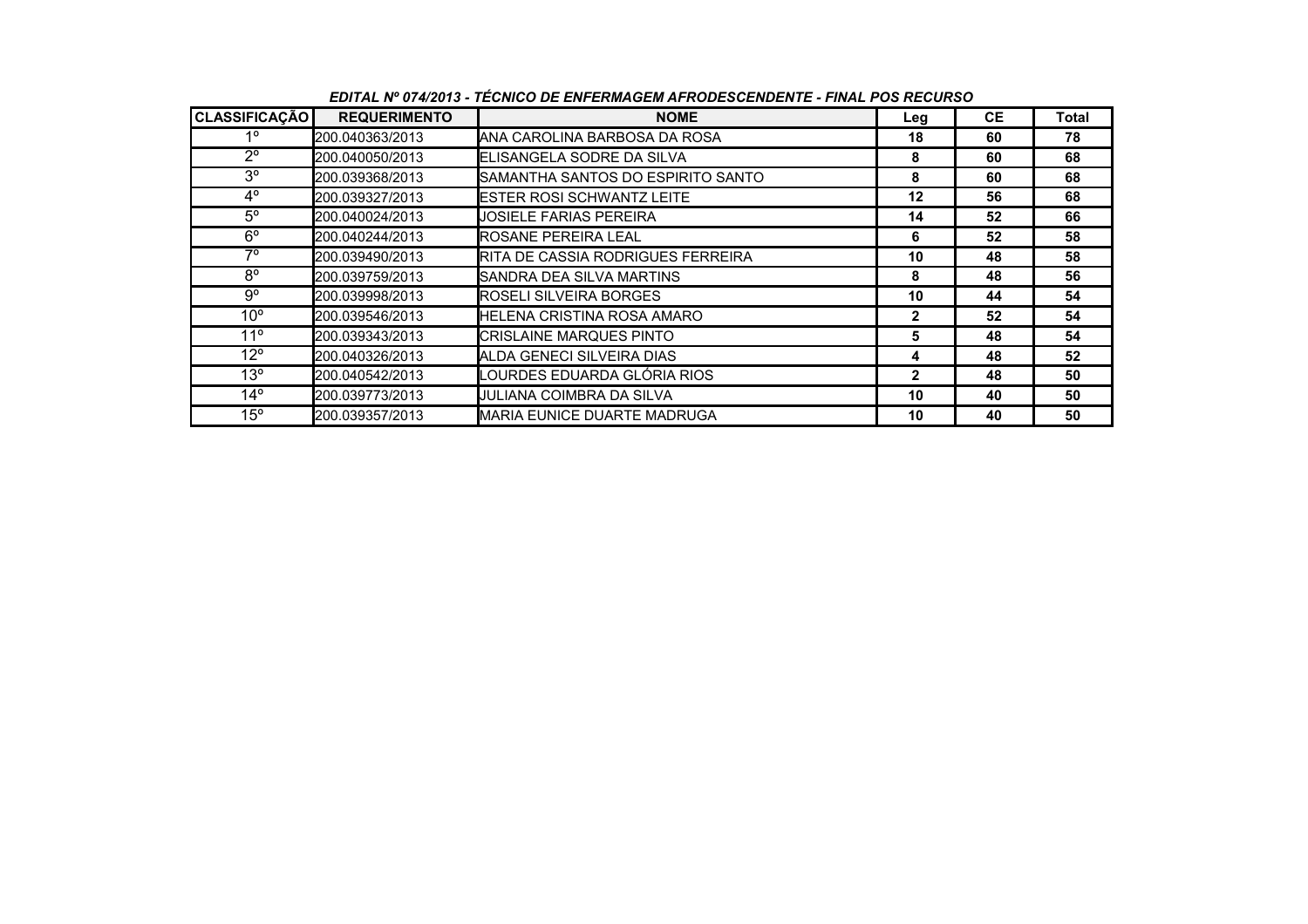***EDITAL Nº 074/2013 - TÉCNICO DE ENFERMAGEM AFRODESCENDENTE - FINAL POS RECURSO***

| CLASSIFICAÇÃO | REQUERIMENTO | NOME | Leg | CE | Total |
|---|---|---|---|---|---|
| 1º | 200.040363/2013 | ANA CAROLINA BARBOSA DA ROSA | 18 | 60 | 78 |
| 2º | 200.040050/2013 | ELISANGELA SODRE DA SILVA | 8 | 60 | 68 |
| 3º | 200.039368/2013 | SAMANTHA SANTOS DO ESPIRITO SANTO | 8 | 60 | 68 |
| 4º | 200.039327/2013 | ESTER ROSI SCHWANTZ LEITE | 12 | 56 | 68 |
| 5º | 200.040024/2013 | JOSIELE FARIAS PEREIRA | 14 | 52 | 66 |
| 6º | 200.040244/2013 | ROSANE PEREIRA LEAL | 6 | 52 | 58 |
| 7º | 200.039490/2013 | RITA DE CASSIA RODRIGUES FERREIRA | 10 | 48 | 58 |
| 8º | 200.039759/2013 | SANDRA DEA SILVA MARTINS | 8 | 48 | 56 |
| 9º | 200.039998/2013 | ROSELI SILVEIRA BORGES | 10 | 44 | 54 |
| 10º | 200.039546/2013 | HELENA CRISTINA ROSA AMARO | 2 | 52 | 54 |
| 11º | 200.039343/2013 | CRISLAINE MARQUES PINTO | 5 | 48 | 54 |
| 12º | 200.040326/2013 | ALDA GENECI SILVEIRA DIAS | 4 | 48 | 52 |
| 13º | 200.040542/2013 | LOURDES EDUARDA GLÓRIA RIOS | 2 | 48 | 50 |
| 14º | 200.039773/2013 | JULIANA COIMBRA DA SILVA | 10 | 40 | 50 |
| 15º | 200.039357/2013 | MARIA EUNICE DUARTE MADRUGA | 10 | 40 | 50 |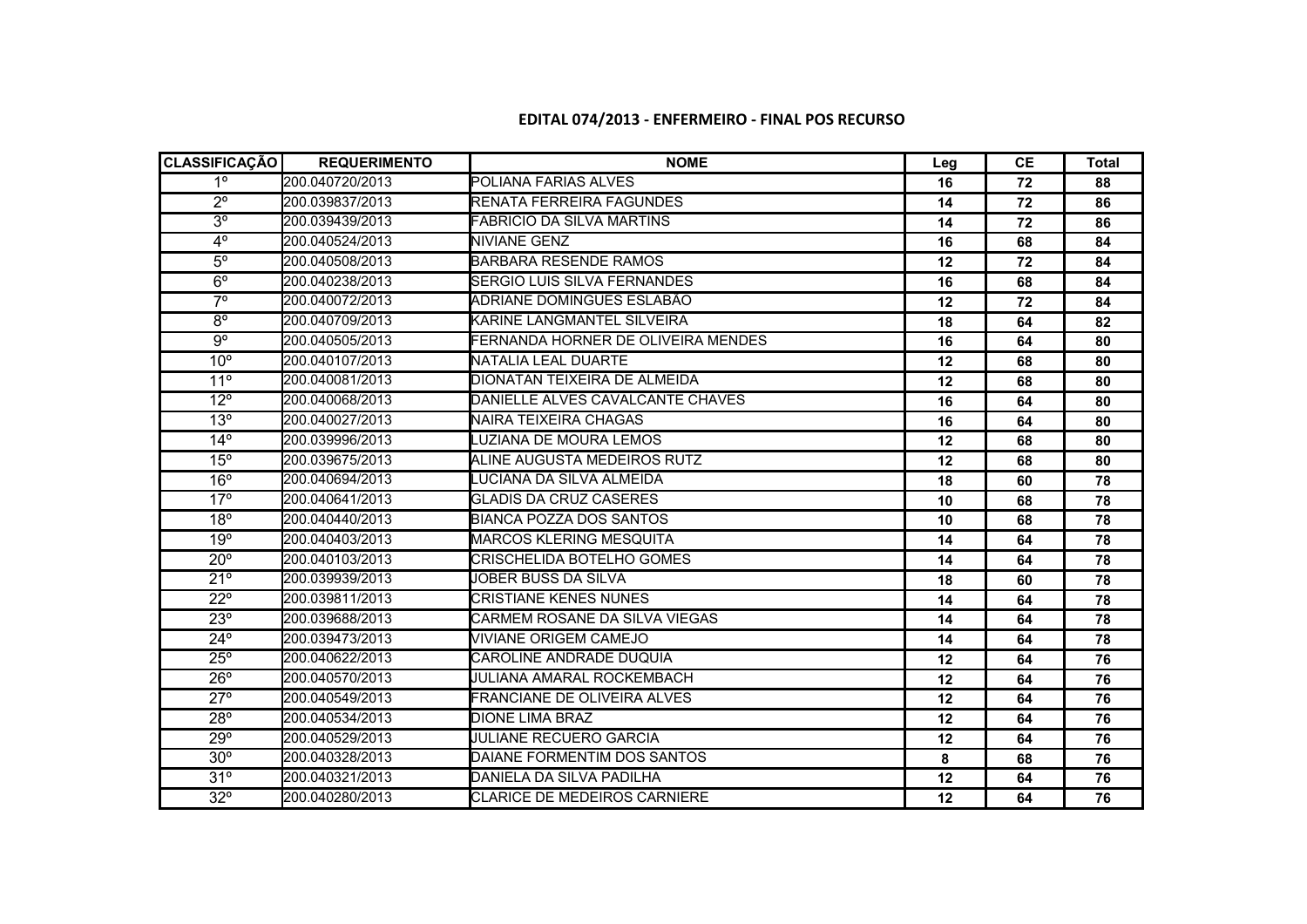**EDITAL 074/2013 - ENFERMEIRO - FINAL POS RECURSO**

| CLASSIFICAÇÃO | REQUERIMENTO | NOME | Leg | CE | Total |
|---|---|---|---|---|---|
| 1º | 200.040720/2013 | POLIANA FARIAS ALVES | 16 | 72 | 88 |
| 2º | 200.039837/2013 | RENATA FERREIRA FAGUNDES | 14 | 72 | 86 |
| 3º | 200.039439/2013 | FABRICIO DA SILVA MARTINS | 14 | 72 | 86 |
| 4º | 200.040524/2013 | NIVIANE GENZ | 16 | 68 | 84 |
| 5º | 200.040508/2013 | BARBARA RESENDE RAMOS | 12 | 72 | 84 |
| 6º | 200.040238/2013 | SERGIO LUIS SILVA FERNANDES | 16 | 68 | 84 |
| 7º | 200.040072/2013 | ADRIANE DOMINGUES ESLABÃO | 12 | 72 | 84 |
| 8º | 200.040709/2013 | KARINE LANGMANTEL SILVEIRA | 18 | 64 | 82 |
| 9º | 200.040505/2013 | FERNANDA HORNER DE OLIVEIRA MENDES | 16 | 64 | 80 |
| 10º | 200.040107/2013 | NATALIA LEAL DUARTE | 12 | 68 | 80 |
| 11º | 200.040081/2013 | DIONATAN TEIXEIRA DE ALMEIDA | 12 | 68 | 80 |
| 12º | 200.040068/2013 | DANIELLE ALVES CAVALCANTE CHAVES | 16 | 64 | 80 |
| 13º | 200.040027/2013 | NAIRA TEIXEIRA CHAGAS | 16 | 64 | 80 |
| 14º | 200.039996/2013 | LUZIANA DE MOURA LEMOS | 12 | 68 | 80 |
| 15º | 200.039675/2013 | ALINE AUGUSTA MEDEIROS RUTZ | 12 | 68 | 80 |
| 16º | 200.040694/2013 | LUCIANA DA SILVA ALMEIDA | 18 | 60 | 78 |
| 17º | 200.040641/2013 | GLADIS DA CRUZ CASERES | 10 | 68 | 78 |
| 18º | 200.040440/2013 | BIANCA POZZA DOS SANTOS | 10 | 68 | 78 |
| 19º | 200.040403/2013 | MARCOS KLERING MESQUITA | 14 | 64 | 78 |
| 20º | 200.040103/2013 | CRISCHELIDA BOTELHO GOMES | 14 | 64 | 78 |
| 21º | 200.039939/2013 | JOBER BUSS DA SILVA | 18 | 60 | 78 |
| 22º | 200.039811/2013 | CRISTIANE KENES NUNES | 14 | 64 | 78 |
| 23º | 200.039688/2013 | CARMEM ROSANE DA SILVA VIEGAS | 14 | 64 | 78 |
| 24º | 200.039473/2013 | VIVIANE ORIGEM CAMEJO | 14 | 64 | 78 |
| 25º | 200.040622/2013 | CAROLINE ANDRADE DUQUIA | 12 | 64 | 76 |
| 26º | 200.040570/2013 | JULIANA AMARAL ROCKEMBACH | 12 | 64 | 76 |
| 27º | 200.040549/2013 | FRANCIANE DE OLIVEIRA ALVES | 12 | 64 | 76 |
| 28º | 200.040534/2013 | DIONE LIMA BRAZ | 12 | 64 | 76 |
| 29º | 200.040529/2013 | JULIANE RECUERO GARCIA | 12 | 64 | 76 |
| 30º | 200.040328/2013 | DAIANE FORMENTIM DOS SANTOS | 8 | 68 | 76 |
| 31º | 200.040321/2013 | DANIELA DA SILVA PADILHA | 12 | 64 | 76 |
| 32º | 200.040280/2013 | CLARICE DE MEDEIROS CARNIERE | 12 | 64 | 76 |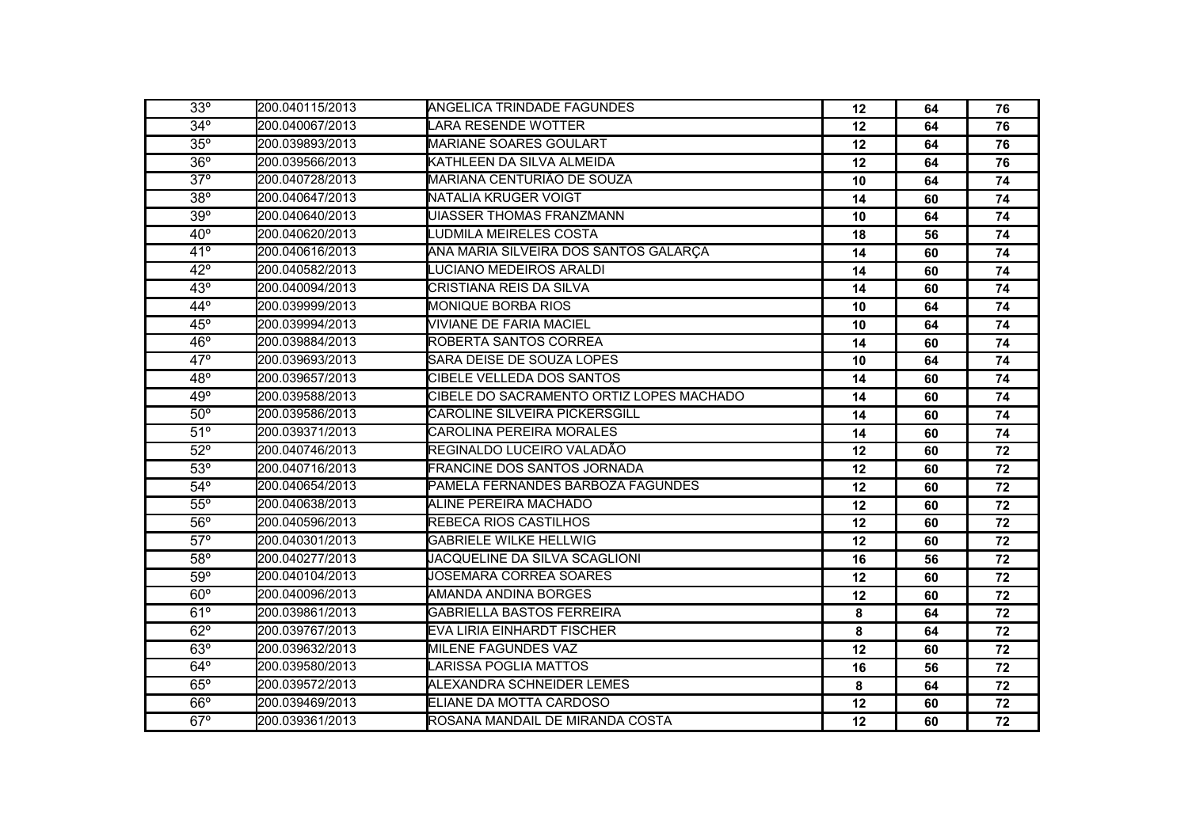| | | | | | |
|---|---|---|---|---|---|
| 33º | 200.040115/2013 | ANGELICA TRINDADE FAGUNDES | 12 | 64 | 76 |
| 34º | 200.040067/2013 | LARA RESENDE WOTTER | 12 | 64 | 76 |
| 35º | 200.039893/2013 | MARIANE SOARES GOULART | 12 | 64 | 76 |
| 36º | 200.039566/2013 | KATHLEEN DA SILVA ALMEIDA | 12 | 64 | 76 |
| 37º | 200.040728/2013 | MARIANA CENTURIÃO DE SOUZA | 10 | 64 | 74 |
| 38º | 200.040647/2013 | NATALIA KRUGER VOIGT | 14 | 60 | 74 |
| 39º | 200.040640/2013 | UIASSER THOMAS FRANZMANN | 10 | 64 | 74 |
| 40º | 200.040620/2013 | LUDMILA MEIRELES COSTA | 18 | 56 | 74 |
| 41º | 200.040616/2013 | ANA MARIA SILVEIRA DOS SANTOS GALARÇA | 14 | 60 | 74 |
| 42º | 200.040582/2013 | LUCIANO MEDEIROS ARALDI | 14 | 60 | 74 |
| 43º | 200.040094/2013 | CRISTIANA REIS DA SILVA | 14 | 60 | 74 |
| 44º | 200.039999/2013 | MONIQUE BORBA RIOS | 10 | 64 | 74 |
| 45º | 200.039994/2013 | VIVIANE DE FARIA MACIEL | 10 | 64 | 74 |
| 46º | 200.039884/2013 | ROBERTA SANTOS CORREA | 14 | 60 | 74 |
| 47º | 200.039693/2013 | SARA DEISE DE SOUZA LOPES | 10 | 64 | 74 |
| 48º | 200.039657/2013 | CIBELE VELLEDA DOS SANTOS | 14 | 60 | 74 |
| 49º | 200.039588/2013 | CIBELE DO SACRAMENTO ORTIZ LOPES MACHADO | 14 | 60 | 74 |
| 50º | 200.039586/2013 | CAROLINE SILVEIRA PICKERSGILL | 14 | 60 | 74 |
| 51º | 200.039371/2013 | CAROLINA PEREIRA MORALES | 14 | 60 | 74 |
| 52º | 200.040746/2013 | REGINALDO LUCEIRO VALADÃO | 12 | 60 | 72 |
| 53º | 200.040716/2013 | FRANCINE DOS SANTOS JORNADA | 12 | 60 | 72 |
| 54º | 200.040654/2013 | PAMELA FERNANDES BARBOZA FAGUNDES | 12 | 60 | 72 |
| 55º | 200.040638/2013 | ALINE PEREIRA MACHADO | 12 | 60 | 72 |
| 56º | 200.040596/2013 | REBECA RIOS CASTILHOS | 12 | 60 | 72 |
| 57º | 200.040301/2013 | GABRIELE WILKE HELLWIG | 12 | 60 | 72 |
| 58º | 200.040277/2013 | JACQUELINE DA SILVA SCAGLIONI | 16 | 56 | 72 |
| 59º | 200.040104/2013 | JOSEMARA CORREA SOARES | 12 | 60 | 72 |
| 60º | 200.040096/2013 | AMANDA ANDINA BORGES | 12 | 60 | 72 |
| 61º | 200.039861/2013 | GABRIELLA BASTOS FERREIRA | 8 | 64 | 72 |
| 62º | 200.039767/2013 | EVA LIRIA EINHARDT FISCHER | 8 | 64 | 72 |
| 63º | 200.039632/2013 | MILENE FAGUNDES VAZ | 12 | 60 | 72 |
| 64º | 200.039580/2013 | LARISSA POGLIA MATTOS | 16 | 56 | 72 |
| 65º | 200.039572/2013 | ALEXANDRA SCHNEIDER LEMES | 8 | 64 | 72 |
| 66º | 200.039469/2013 | ELIANE DA MOTTA CARDOSO | 12 | 60 | 72 |
| 67º | 200.039361/2013 | ROSANA MANDAIL DE MIRANDA COSTA | 12 | 60 | 72 |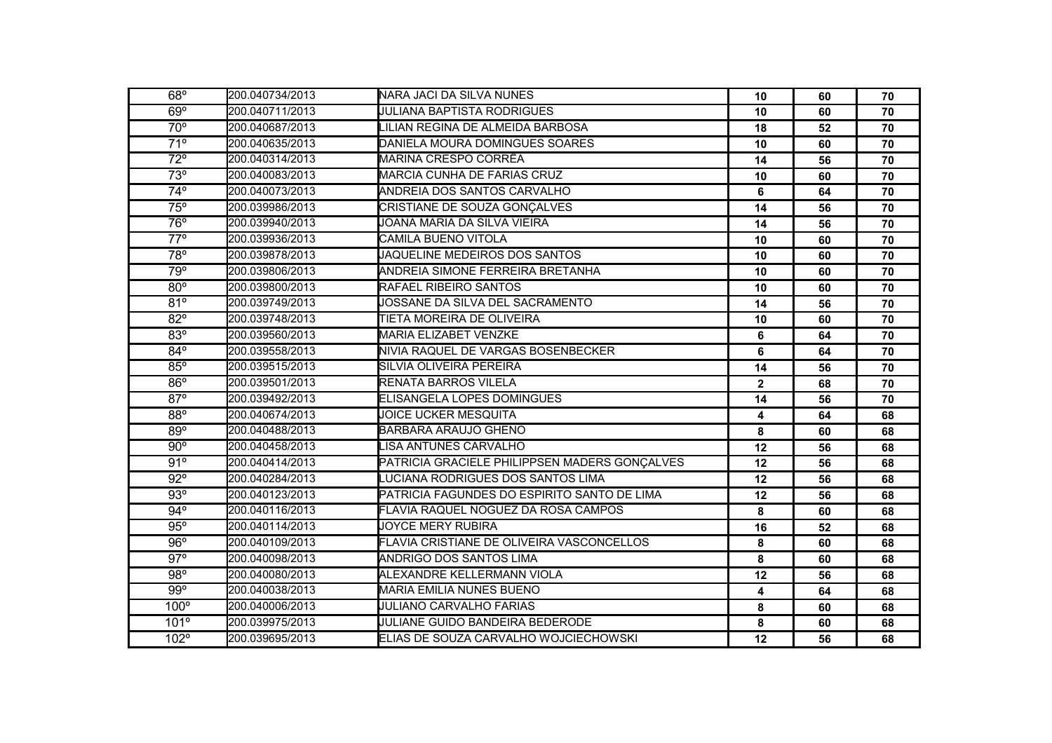| | | | | | |
|---|---|---|---|---|---|
| 68º | 200.040734/2013 | NARA JACI DA SILVA NUNES | 10 | 60 | 70 |
| 69º | 200.040711/2013 | JULIANA BAPTISTA RODRIGUES | 10 | 60 | 70 |
| 70º | 200.040687/2013 | LILIAN REGINA DE ALMEIDA BARBOSA | 18 | 52 | 70 |
| 71º | 200.040635/2013 | DANIELA MOURA DOMINGUES SOARES | 10 | 60 | 70 |
| 72º | 200.040314/2013 | MARINA CRESPO CORRÊA | 14 | 56 | 70 |
| 73º | 200.040083/2013 | MARCIA CUNHA DE FARIAS CRUZ | 10 | 60 | 70 |
| 74º | 200.040073/2013 | ANDREIA DOS SANTOS CARVALHO | 6 | 64 | 70 |
| 75º | 200.039986/2013 | CRISTIANE DE SOUZA GONÇALVES | 14 | 56 | 70 |
| 76º | 200.039940/2013 | JOANA MARIA DA SILVA VIEIRA | 14 | 56 | 70 |
| 77º | 200.039936/2013 | CAMILA BUENO VITOLA | 10 | 60 | 70 |
| 78º | 200.039878/2013 | JAQUELINE MEDEIROS DOS SANTOS | 10 | 60 | 70 |
| 79º | 200.039806/2013 | ANDREIA SIMONE FERREIRA BRETANHA | 10 | 60 | 70 |
| 80º | 200.039800/2013 | RAFAEL RIBEIRO SANTOS | 10 | 60 | 70 |
| 81º | 200.039749/2013 | JOSSANE DA SILVA DEL SACRAMENTO | 14 | 56 | 70 |
| 82º | 200.039748/2013 | TIETA MOREIRA DE OLIVEIRA | 10 | 60 | 70 |
| 83º | 200.039560/2013 | MARIA ELIZABET VENZKE | 6 | 64 | 70 |
| 84º | 200.039558/2013 | NIVIA RAQUEL DE VARGAS BOSENBECKER | 6 | 64 | 70 |
| 85º | 200.039515/2013 | SILVIA OLIVEIRA PEREIRA | 14 | 56 | 70 |
| 86º | 200.039501/2013 | RENATA BARROS VILELA | 2 | 68 | 70 |
| 87º | 200.039492/2013 | ELISANGELA LOPES DOMINGUES | 14 | 56 | 70 |
| 88º | 200.040674/2013 | JOICE UCKER MESQUITA | 4 | 64 | 68 |
| 89º | 200.040488/2013 | BÁRBARA ARAUJO GHENO | 8 | 60 | 68 |
| 90º | 200.040458/2013 | LISA ANTUNES CARVALHO | 12 | 56 | 68 |
| 91º | 200.040414/2013 | PATRICIA GRACIELE PHILIPPSEN MADERS GONÇALVES | 12 | 56 | 68 |
| 92º | 200.040284/2013 | LUCIANA RODRIGUES DOS SANTOS LIMA | 12 | 56 | 68 |
| 93º | 200.040123/2013 | PATRICIA FAGUNDES DO ESPIRITO SANTO DE LIMA | 12 | 56 | 68 |
| 94º | 200.040116/2013 | FLAVIA RAQUEL NOGUEZ DA ROSA CAMPOS | 8 | 60 | 68 |
| 95º | 200.040114/2013 | JOYCE MERY RUBIRA | 16 | 52 | 68 |
| 96º | 200.040109/2013 | FLAVIA CRISTIANE DE OLIVEIRA VASCONCELLOS | 8 | 60 | 68 |
| 97º | 200.040098/2013 | ANDRIGO DOS SANTOS LIMA | 8 | 60 | 68 |
| 98º | 200.040080/2013 | ALEXANDRE KELLERMANN VIOLA | 12 | 56 | 68 |
| 99º | 200.040038/2013 | MARIA EMILIA NUNES BUENO | 4 | 64 | 68 |
| 100º | 200.040006/2013 | JULIANO CARVALHO FARIAS | 8 | 60 | 68 |
| 101º | 200.039975/2013 | JULIANE GUIDO BANDEIRA BEDERODE | 8 | 60 | 68 |
| 102º | 200.039695/2013 | ELIAS DE SOUZA CARVALHO WOJCIECHOWSKI | 12 | 56 | 68 |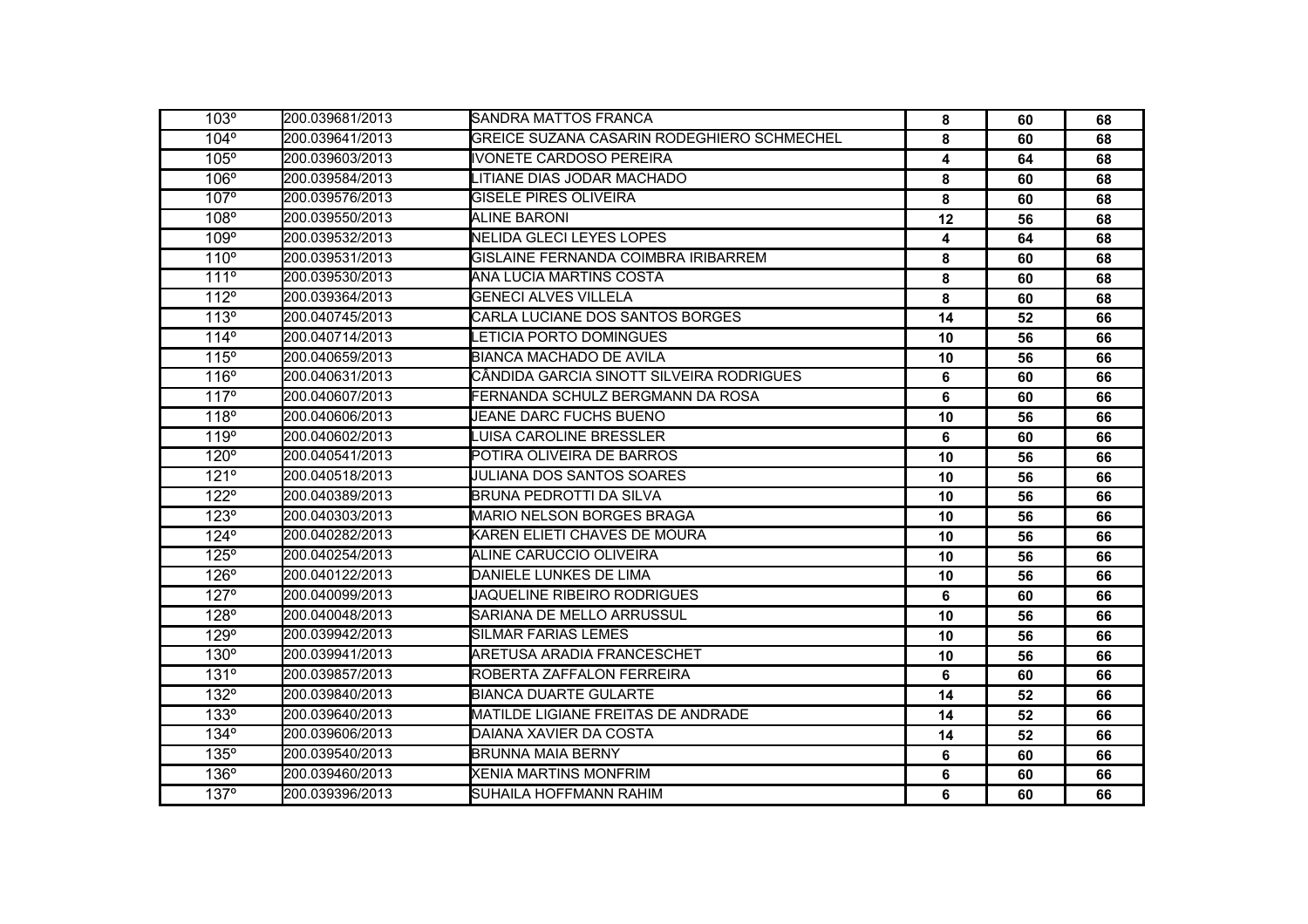| | | | | | |
|---|---|---|---|---|---|
| 103º | 200.039681/2013 | SANDRA MATTOS FRANCA | 8 | 60 | 68 |
| 104º | 200.039641/2013 | GREICE SUZANA CASARIN RODEGHIERO SCHMECHEL | 8 | 60 | 68 |
| 105º | 200.039603/2013 | IVONETE CARDOSO PEREIRA | 4 | 64 | 68 |
| 106º | 200.039584/2013 | LITIANE DIAS JODAR MACHADO | 8 | 60 | 68 |
| 107º | 200.039576/2013 | GISELE PIRES OLIVEIRA | 8 | 60 | 68 |
| 108º | 200.039550/2013 | ALINE BARONI | 12 | 56 | 68 |
| 109º | 200.039532/2013 | NELIDA GLECI LEYES LOPES | 4 | 64 | 68 |
| 110º | 200.039531/2013 | GISLAINE FERNANDA COIMBRA IRIBARREM | 8 | 60 | 68 |
| 111º | 200.039530/2013 | ANA LUCIA MARTINS COSTA | 8 | 60 | 68 |
| 112º | 200.039364/2013 | GENECI ALVES VILLELA | 8 | 60 | 68 |
| 113º | 200.040745/2013 | CARLA LUCIANE DOS SANTOS BORGES | 14 | 52 | 66 |
| 114º | 200.040714/2013 | LETICIA PORTO DOMINGUES | 10 | 56 | 66 |
| 115º | 200.040659/2013 | BIANCA MACHADO DE AVILA | 10 | 56 | 66 |
| 116º | 200.040631/2013 | CÂNDIDA GARCIA SINOTT SILVEIRA RODRIGUES | 6 | 60 | 66 |
| 117º | 200.040607/2013 | FERNANDA SCHULZ BERGMANN DA ROSA | 6 | 60 | 66 |
| 118º | 200.040606/2013 | JEANE DARC FUCHS BUENO | 10 | 56 | 66 |
| 119º | 200.040602/2013 | LUISA CAROLINE BRESSLER | 6 | 60 | 66 |
| 120º | 200.040541/2013 | POTIRA OLIVEIRA DE BARROS | 10 | 56 | 66 |
| 121º | 200.040518/2013 | JULIANA DOS SANTOS SOARES | 10 | 56 | 66 |
| 122º | 200.040389/2013 | BRUNA PEDROTTI DA SILVA | 10 | 56 | 66 |
| 123º | 200.040303/2013 | MARIO NELSON BORGES BRAGA | 10 | 56 | 66 |
| 124º | 200.040282/2013 | KAREN ELIETI CHAVES DE MOURA | 10 | 56 | 66 |
| 125º | 200.040254/2013 | ALINE CARUCCIO OLIVEIRA | 10 | 56 | 66 |
| 126º | 200.040122/2013 | DANIELE LUNKES DE LIMA | 10 | 56 | 66 |
| 127º | 200.040099/2013 | JAQUELINE RIBEIRO RODRIGUES | 6 | 60 | 66 |
| 128º | 200.040048/2013 | SARIANA DE MELLO ARRUSSUL | 10 | 56 | 66 |
| 129º | 200.039942/2013 | SILMAR FARIAS LEMES | 10 | 56 | 66 |
| 130º | 200.039941/2013 | ARETUSA ARADIA FRANCESCHET | 10 | 56 | 66 |
| 131º | 200.039857/2013 | ROBERTA ZAFFALON FERREIRA | 6 | 60 | 66 |
| 132º | 200.039840/2013 | BIANCA DUARTE GULARTE | 14 | 52 | 66 |
| 133º | 200.039640/2013 | MATILDE LIGIANE FREITAS DE ANDRADE | 14 | 52 | 66 |
| 134º | 200.039606/2013 | DAIANA XAVIER DA COSTA | 14 | 52 | 66 |
| 135º | 200.039540/2013 | BRUNNA MAIA BERNY | 6 | 60 | 66 |
| 136º | 200.039460/2013 | XENIA MARTINS MONFRIM | 6 | 60 | 66 |
| 137º | 200.039396/2013 | SUHAILA HOFFMANN RAHIM | 6 | 60 | 66 |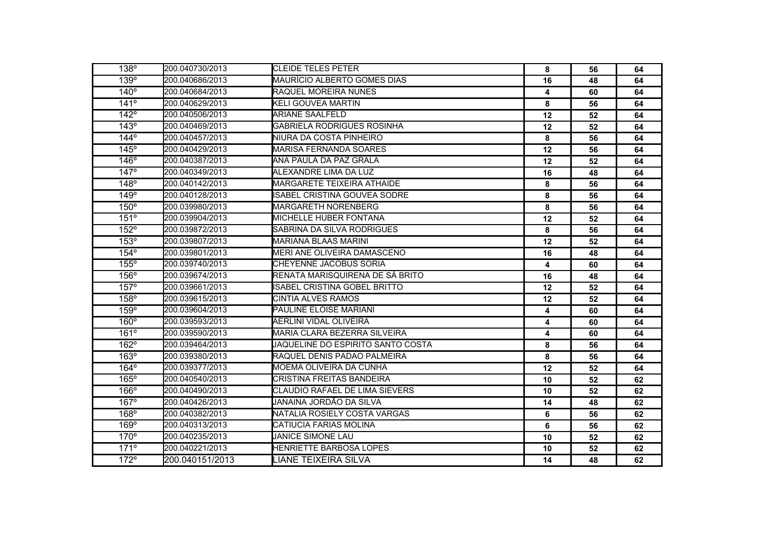| | | | | | |
|---|---|---|---|---|---|
| 138º | 200.040730/2013 | CLEIDE TELES PETER | 8 | 56 | 64 |
| 139º | 200.040686/2013 | MAURÍCIO ALBERTO GOMES DIAS | 16 | 48 | 64 |
| 140º | 200.040684/2013 | RAQUEL MOREIRA NUNES | 4 | 60 | 64 |
| 141º | 200.040629/2013 | KELI GOUVEA MARTIN | 8 | 56 | 64 |
| 142º | 200.040506/2013 | ARIANE SAALFELD | 12 | 52 | 64 |
| 143º | 200.040469/2013 | GABRIELA RODRIGUES ROSINHA | 12 | 52 | 64 |
| 144º | 200.040457/2013 | NIURA DA COSTA PINHEIRO | 8 | 56 | 64 |
| 145º | 200.040429/2013 | MARISA FERNANDA SOARES | 12 | 56 | 64 |
| 146º | 200.040387/2013 | ANA PAULA DA PAZ GRALA | 12 | 52 | 64 |
| 147º | 200.040349/2013 | ALEXANDRE LIMA DA LUZ | 16 | 48 | 64 |
| 148º | 200.040142/2013 | MARGARETE TEIXEIRA ATHAIDE | 8 | 56 | 64 |
| 149º | 200.040128/2013 | ISABEL CRISTINA GOUVEA SODRE | 8 | 56 | 64 |
| 150º | 200.039980/2013 | MARGARETH NORENBERG | 8 | 56 | 64 |
| 151º | 200.039904/2013 | MICHELLE HUBER FONTANA | 12 | 52 | 64 |
| 152º | 200.039872/2013 | SABRINA DA SILVA RODRIGUES | 8 | 56 | 64 |
| 153º | 200.039807/2013 | MARIANA BLAAS MARINI | 12 | 52 | 64 |
| 154º | 200.039801/2013 | MERI ANE OLIVEIRA DAMASCENO | 16 | 48 | 64 |
| 155º | 200.039740/2013 | CHEYENNE JACOBUS SORIA | 4 | 60 | 64 |
| 156º | 200.039674/2013 | RENATA MARISQUIRENA DE SÁ BRITO | 16 | 48 | 64 |
| 157º | 200.039661/2013 | ISABEL CRISTINA GOBEL BRITTO | 12 | 52 | 64 |
| 158º | 200.039615/2013 | CINTIA ALVES RAMOS | 12 | 52 | 64 |
| 159º | 200.039604/2013 | PAULINE ELOISE MARIANI | 4 | 60 | 64 |
| 160º | 200.039593/2013 | AERLINI VIDAL OLIVEIRA | 4 | 60 | 64 |
| 161º | 200.039590/2013 | MARIA CLARA BEZERRA SILVEIRA | 4 | 60 | 64 |
| 162º | 200.039464/2013 | JAQUELINE DO ESPIRITO SANTO COSTA | 8 | 56 | 64 |
| 163º | 200.039380/2013 | RAQUEL DENIS PADAO PALMEIRA | 8 | 56 | 64 |
| 164º | 200.039377/2013 | MOEMA OLIVEIRA DA CUNHA | 12 | 52 | 64 |
| 165º | 200.040540/2013 | CRISTINA FREITAS BANDEIRA | 10 | 52 | 62 |
| 166º | 200.040490/2013 | CLAUDIO RAFAEL DE LIMA SIEVERS | 10 | 52 | 62 |
| 167º | 200.040426/2013 | JANAINA JORDÃO DA SILVA | 14 | 48 | 62 |
| 168º | 200.040382/2013 | NATALIA ROSIELY COSTA VARGAS | 6 | 56 | 62 |
| 169º | 200.040313/2013 | CATIUCIA FARIAS MOLINA | 6 | 56 | 62 |
| 170º | 200.040235/2013 | JANICE SIMONE LAU | 10 | 52 | 62 |
| 171º | 200.040221/2013 | HENRIETTE BARBOSA LOPES | 10 | 52 | 62 |
| 172º | 200.040151/2013 | LIANE TEIXEIRA SILVA | 14 | 48 | 62 |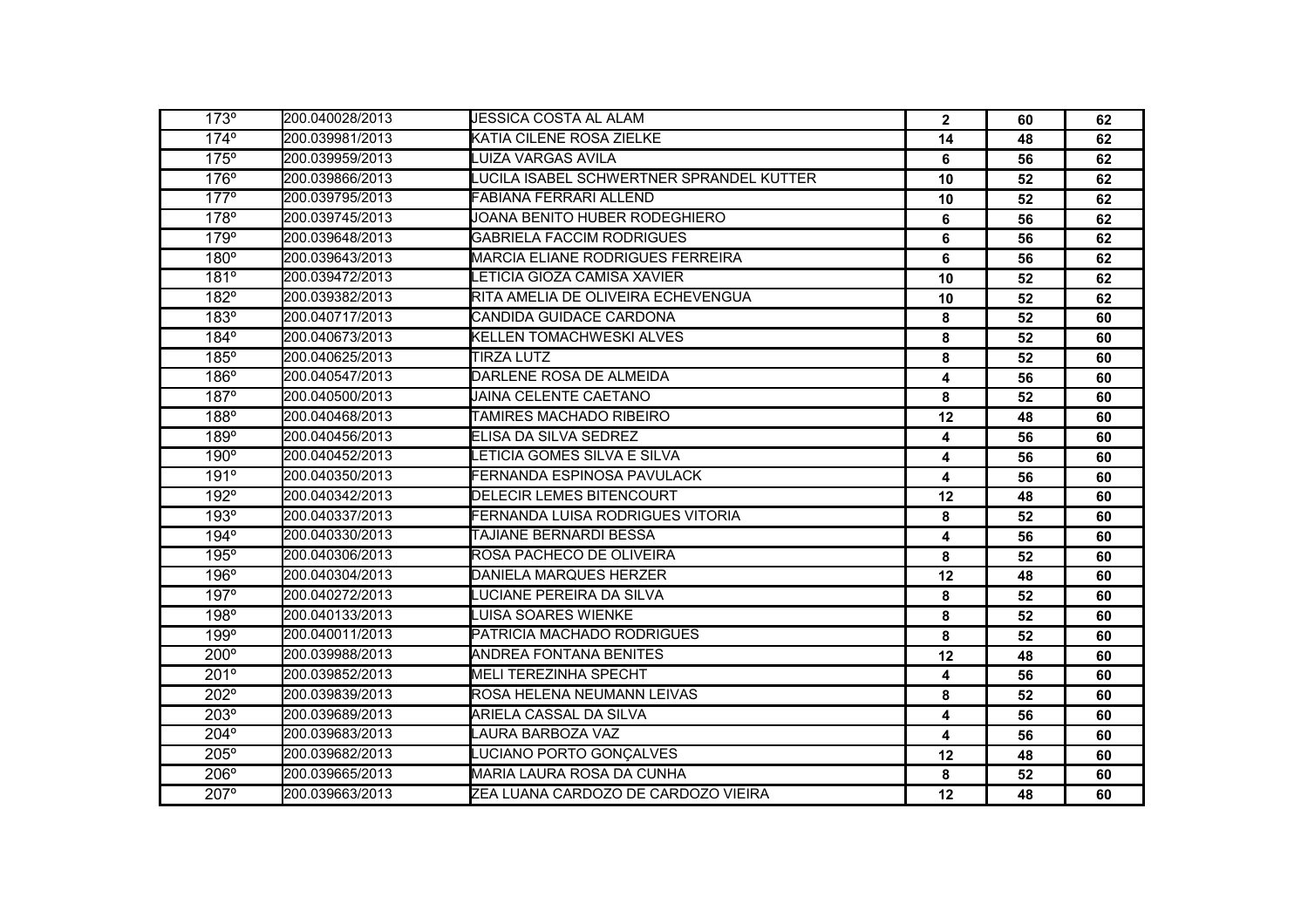| | | | | | |
|---|---|---|---|---|---|
| 173º | 200.040028/2013 | JESSICA COSTA AL ALAM | 2 | 60 | 62 |
| 174º | 200.039981/2013 | KATIA CILENE ROSA ZIELKE | 14 | 48 | 62 |
| 175º | 200.039959/2013 | LUIZA VARGAS AVILA | 6 | 56 | 62 |
| 176º | 200.039866/2013 | LUCILA ISABEL SCHWERTNER SPRANDEL KUTTER | 10 | 52 | 62 |
| 177º | 200.039795/2013 | FABIANA FERRARI ALLEND | 10 | 52 | 62 |
| 178º | 200.039745/2013 | JOANA BENITO HUBER RODEGHIERO | 6 | 56 | 62 |
| 179º | 200.039648/2013 | GABRIELA FACCIM RODRIGUES | 6 | 56 | 62 |
| 180º | 200.039643/2013 | MARCIA ELIANE RODRIGUES FERREIRA | 6 | 56 | 62 |
| 181º | 200.039472/2013 | LETICIA GIOZA CAMISA XAVIER | 10 | 52 | 62 |
| 182º | 200.039382/2013 | RITA AMELIA DE OLIVEIRA ECHEVENGUA | 10 | 52 | 62 |
| 183º | 200.040717/2013 | CANDIDA GUIDACE CARDONA | 8 | 52 | 60 |
| 184º | 200.040673/2013 | KELLEN TOMACHWESKI ALVES | 8 | 52 | 60 |
| 185º | 200.040625/2013 | TIRZA LUTZ | 8 | 52 | 60 |
| 186º | 200.040547/2013 | DARLENE ROSA DE ALMEIDA | 4 | 56 | 60 |
| 187º | 200.040500/2013 | JAINA CELENTE CAETANO | 8 | 52 | 60 |
| 188º | 200.040468/2013 | TAMIRES MACHADO RIBEIRO | 12 | 48 | 60 |
| 189º | 200.040456/2013 | ELISA DA SILVA SEDREZ | 4 | 56 | 60 |
| 190º | 200.040452/2013 | LETICIA GOMES SILVA E SILVA | 4 | 56 | 60 |
| 191º | 200.040350/2013 | FERNANDA ESPINOSA PAVULACK | 4 | 56 | 60 |
| 192º | 200.040342/2013 | DELECIR LEMES BITENCOURT | 12 | 48 | 60 |
| 193º | 200.040337/2013 | FERNANDA LUISA RODRIGUES VITORIA | 8 | 52 | 60 |
| 194º | 200.040330/2013 | TAJIANE BERNARDI BESSA | 4 | 56 | 60 |
| 195º | 200.040306/2013 | ROSA PACHECO DE OLIVEIRA | 8 | 52 | 60 |
| 196º | 200.040304/2013 | DANIELA MARQUES HERZER | 12 | 48 | 60 |
| 197º | 200.040272/2013 | LUCIANE PEREIRA DA SILVA | 8 | 52 | 60 |
| 198º | 200.040133/2013 | LUISA SOARES WIENKE | 8 | 52 | 60 |
| 199º | 200.040011/2013 | PATRICIA MACHADO RODRIGUES | 8 | 52 | 60 |
| 200º | 200.039988/2013 | ANDREA FONTANA BENITES | 12 | 48 | 60 |
| 201º | 200.039852/2013 | MELI TEREZINHA SPECHT | 4 | 56 | 60 |
| 202º | 200.039839/2013 | ROSA HELENA NEUMANN LEIVAS | 8 | 52 | 60 |
| 203º | 200.039689/2013 | ARIELA CASSAL DA SILVA | 4 | 56 | 60 |
| 204º | 200.039683/2013 | LAURA BARBOZA VAZ | 4 | 56 | 60 |
| 205º | 200.039682/2013 | LUCIANO PORTO GONÇALVES | 12 | 48 | 60 |
| 206º | 200.039665/2013 | MARIA LAURA ROSA DA CUNHA | 8 | 52 | 60 |
| 207º | 200.039663/2013 | ZEA LUANA CARDOZO DE CARDOZO VIEIRA | 12 | 48 | 60 |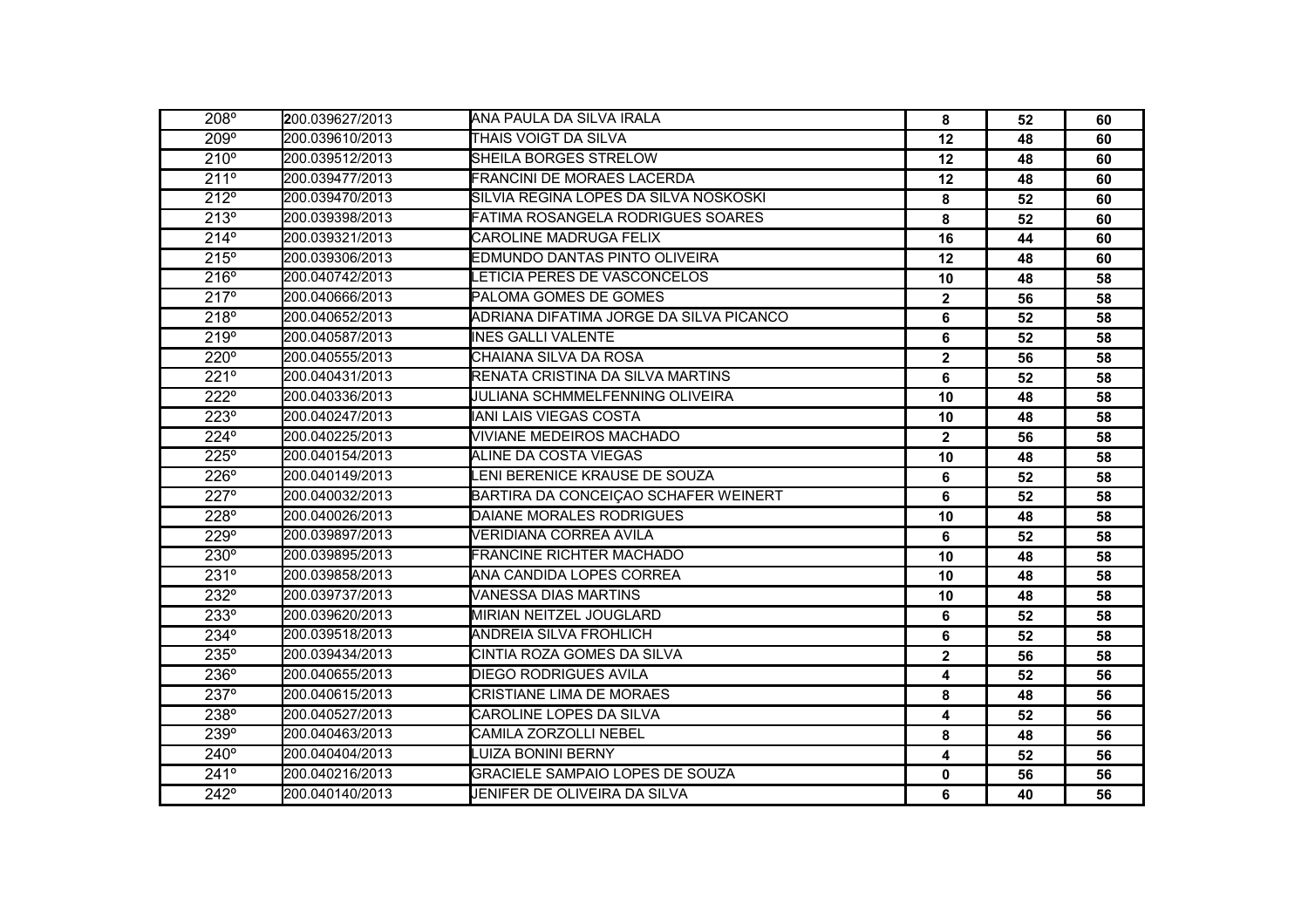| | | | | | |
|---|---|---|---|---|---|
| 208º | 200.039627/2013 | ANA PAULA DA SILVA IRALA | 8 | 52 | 60 |
| 209º | 200.039610/2013 | THAIS VOIGT DA SILVA | 12 | 48 | 60 |
| 210º | 200.039512/2013 | SHEILA BORGES STRELOW | 12 | 48 | 60 |
| 211º | 200.039477/2013 | FRANCINI DE MORAES LACERDA | 12 | 48 | 60 |
| 212º | 200.039470/2013 | SILVIA REGINA LOPES DA SILVA NOSKOSKI | 8 | 52 | 60 |
| 213º | 200.039398/2013 | FATIMA ROSANGELA RODRIGUES SOARES | 8 | 52 | 60 |
| 214º | 200.039321/2013 | CAROLINE MADRUGA FELIX | 16 | 44 | 60 |
| 215º | 200.039306/2013 | EDMUNDO DANTAS PINTO OLIVEIRA | 12 | 48 | 60 |
| 216º | 200.040742/2013 | LETICIA PERES DE VASCONCELOS | 10 | 48 | 58 |
| 217º | 200.040666/2013 | PALOMA GOMES DE GOMES | 2 | 56 | 58 |
| 218º | 200.040652/2013 | ADRIANA DIFATIMA JORGE DA SILVA PICANCO | 6 | 52 | 58 |
| 219º | 200.040587/2013 | INES GALLI VALENTE | 6 | 52 | 58 |
| 220º | 200.040555/2013 | CHAIANA SILVA DA ROSA | 2 | 56 | 58 |
| 221º | 200.040431/2013 | RENATA CRISTINA DA SILVA MARTINS | 6 | 52 | 58 |
| 222º | 200.040336/2013 | JULIANA SCHMMELFENNING OLIVEIRA | 10 | 48 | 58 |
| 223º | 200.040247/2013 | IANI LAIS VIEGAS COSTA | 10 | 48 | 58 |
| 224º | 200.040225/2013 | VIVIANE MEDEIROS MACHADO | 2 | 56 | 58 |
| 225º | 200.040154/2013 | ALINE DA COSTA VIEGAS | 10 | 48 | 58 |
| 226º | 200.040149/2013 | LENI BERENICE KRAUSE DE SOUZA | 6 | 52 | 58 |
| 227º | 200.040032/2013 | BARTIRA DA CONCEIÇAO SCHAFER WEINERT | 6 | 52 | 58 |
| 228º | 200.040026/2013 | DAIANE MORALES RODRIGUES | 10 | 48 | 58 |
| 229º | 200.039897/2013 | VERIDIANA CORREA AVILA | 6 | 52 | 58 |
| 230º | 200.039895/2013 | FRANCINE RICHTER MACHADO | 10 | 48 | 58 |
| 231º | 200.039858/2013 | ANA CANDIDA LOPES CORREA | 10 | 48 | 58 |
| 232º | 200.039737/2013 | VANESSA DIAS MARTINS | 10 | 48 | 58 |
| 233º | 200.039620/2013 | MIRIAN NEITZEL JOUGLARD | 6 | 52 | 58 |
| 234º | 200.039518/2013 | ANDREIA SILVA FROHLICH | 6 | 52 | 58 |
| 235º | 200.039434/2013 | CINTIA ROZA GOMES DA SILVA | 2 | 56 | 58 |
| 236º | 200.040655/2013 | DIEGO RODRIGUES AVILA | 4 | 52 | 56 |
| 237º | 200.040615/2013 | CRISTIANE LIMA DE MORAES | 8 | 48 | 56 |
| 238º | 200.040527/2013 | CAROLINE LOPES DA SILVA | 4 | 52 | 56 |
| 239º | 200.040463/2013 | CAMILA ZORZOLLI NEBEL | 8 | 48 | 56 |
| 240º | 200.040404/2013 | LUIZA BONINI BERNY | 4 | 52 | 56 |
| 241º | 200.040216/2013 | GRACIELE SAMPAIO LOPES DE SOUZA | 0 | 56 | 56 |
| 242º | 200.040140/2013 | JENIFER DE OLIVEIRA DA SILVA | 6 | 40 | 56 |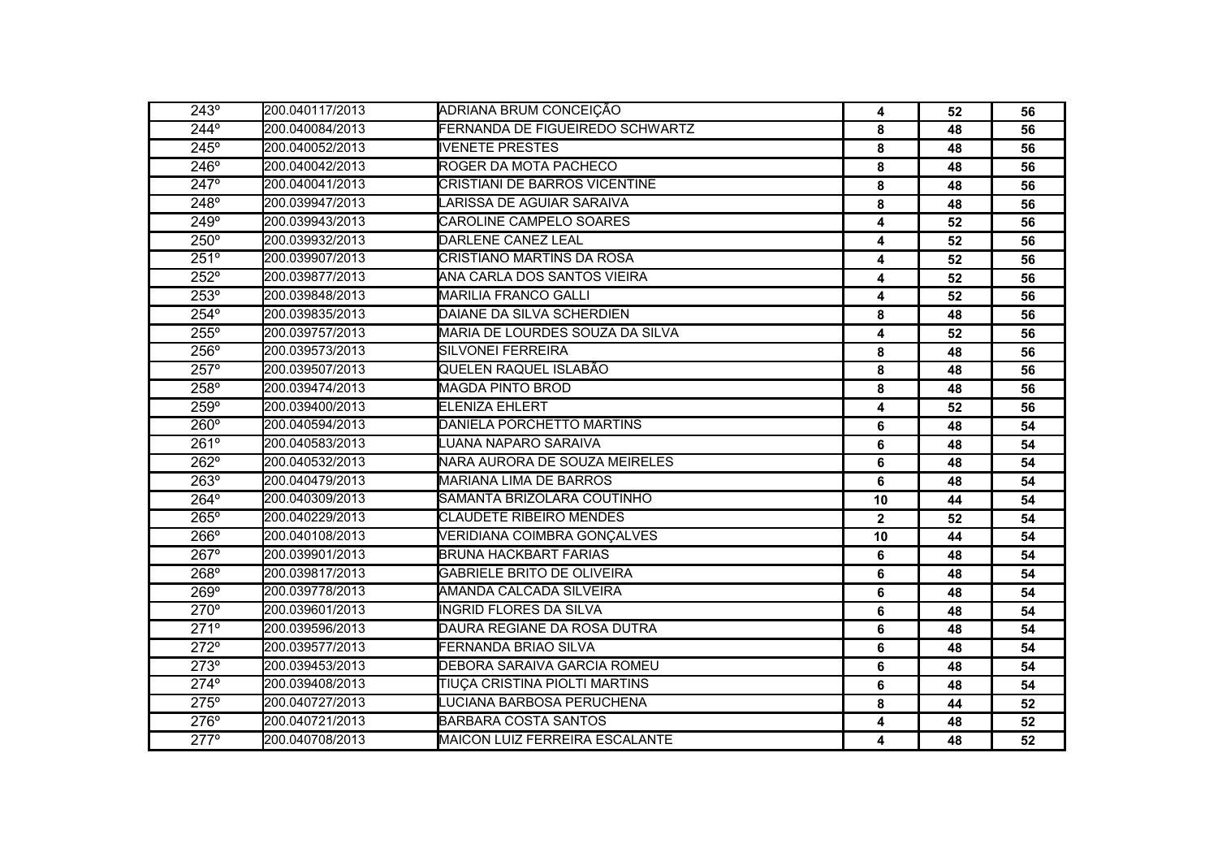| | | | | | |
|---|---|---|---|---|---|
| 243º | 200.040117/2013 | ADRIANA BRUM CONCEIÇÃO | 4 | 52 | 56 |
| 244º | 200.040084/2013 | FERNANDA DE FIGUEIREDO SCHWARTZ | 8 | 48 | 56 |
| 245º | 200.040052/2013 | IVENETE PRESTES | 8 | 48 | 56 |
| 246º | 200.040042/2013 | ROGER DA MOTA PACHECO | 8 | 48 | 56 |
| 247º | 200.040041/2013 | CRISTIANI DE BARROS VICENTINE | 8 | 48 | 56 |
| 248º | 200.039947/2013 | LARISSA DE AGUIAR SARAIVA | 8 | 48 | 56 |
| 249º | 200.039943/2013 | CAROLINE CAMPELO SOARES | 4 | 52 | 56 |
| 250º | 200.039932/2013 | DARLENE CANEZ LEAL | 4 | 52 | 56 |
| 251º | 200.039907/2013 | CRISTIANO MARTINS DA ROSA | 4 | 52 | 56 |
| 252º | 200.039877/2013 | ANA CARLA DOS SANTOS VIEIRA | 4 | 52 | 56 |
| 253º | 200.039848/2013 | MARILIA FRANCO GALLI | 4 | 52 | 56 |
| 254º | 200.039835/2013 | DAIANE DA SILVA SCHERDIEN | 8 | 48 | 56 |
| 255º | 200.039757/2013 | MARIA DE LOURDES SOUZA DA SILVA | 4 | 52 | 56 |
| 256º | 200.039573/2013 | SILVONEI FERREIRA | 8 | 48 | 56 |
| 257º | 200.039507/2013 | QUELEN RAQUEL ISLABÃO | 8 | 48 | 56 |
| 258º | 200.039474/2013 | MAGDA PINTO BROD | 8 | 48 | 56 |
| 259º | 200.039400/2013 | ELENIZA EHLERT | 4 | 52 | 56 |
| 260º | 200.040594/2013 | DANIELA PORCHETTO MARTINS | 6 | 48 | 54 |
| 261º | 200.040583/2013 | LUANA NAPARO SARAIVA | 6 | 48 | 54 |
| 262º | 200.040532/2013 | NARA AURORA DE SOUZA MEIRELES | 6 | 48 | 54 |
| 263º | 200.040479/2013 | MARIANA LIMA DE BARROS | 6 | 48 | 54 |
| 264º | 200.040309/2013 | SAMANTA BRIZOLARA COUTINHO | 10 | 44 | 54 |
| 265º | 200.040229/2013 | CLAUDETE RIBEIRO MENDES | 2 | 52 | 54 |
| 266º | 200.040108/2013 | VERIDIANA COIMBRA GONÇALVES | 10 | 44 | 54 |
| 267º | 200.039901/2013 | BRUNA HACKBART FARIAS | 6 | 48 | 54 |
| 268º | 200.039817/2013 | GABRIELE BRITO DE OLIVEIRA | 6 | 48 | 54 |
| 269º | 200.039778/2013 | AMANDA CALCADA SILVEIRA | 6 | 48 | 54 |
| 270º | 200.039601/2013 | INGRID FLORES DA SILVA | 6 | 48 | 54 |
| 271º | 200.039596/2013 | DAURA REGIANE DA ROSA DUTRA | 6 | 48 | 54 |
| 272º | 200.039577/2013 | FERNANDA BRIAO SILVA | 6 | 48 | 54 |
| 273º | 200.039453/2013 | DEBORA SARAIVA GARCIA ROMEU | 6 | 48 | 54 |
| 274º | 200.039408/2013 | TIUÇA CRISTINA PIOLTI MARTINS | 6 | 48 | 54 |
| 275º | 200.040727/2013 | LUCIANA BARBOSA PERUCHENA | 8 | 44 | 52 |
| 276º | 200.040721/2013 | BARBARA COSTA SANTOS | 4 | 48 | 52 |
| 277º | 200.040708/2013 | MAICON LUIZ FERREIRA ESCALANTE | 4 | 48 | 52 |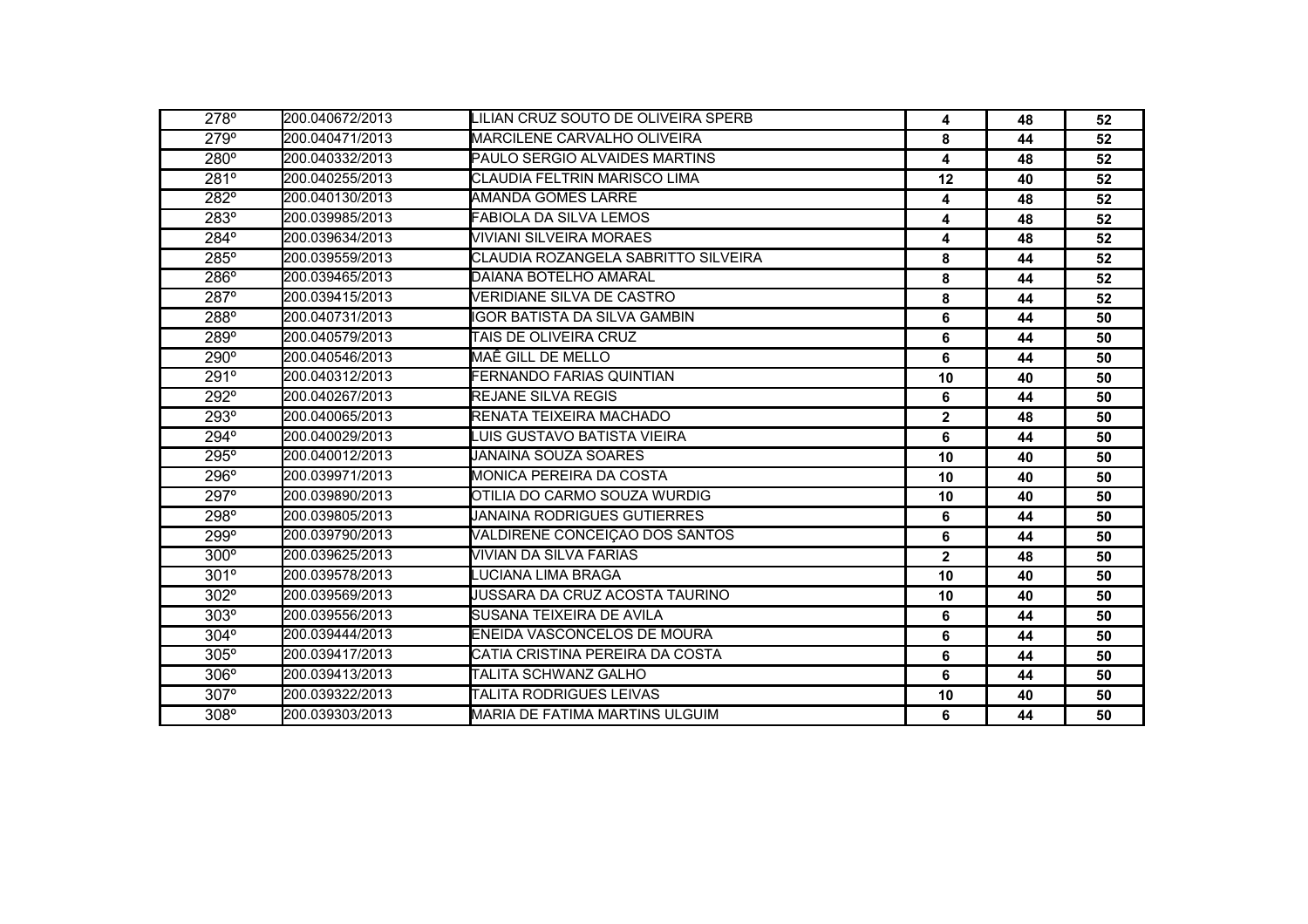| | | | | | |
|---|---|---|---|---|---|
| 278º | 200.040672/2013 | LILIAN CRUZ SOUTO DE OLIVEIRA SPERB | **4** | **48** | **52** |
| 279º | 200.040471/2013 | MARCILENE CARVALHO OLIVEIRA | **8** | **44** | **52** |
| 280º | 200.040332/2013 | PAULO SERGIO ALVAIDES MARTINS | **4** | **48** | **52** |
| 281º | 200.040255/2013 | CLAUDIA FELTRIN MARISCO LIMA | **12** | **40** | **52** |
| 282º | 200.040130/2013 | AMANDA GOMES LARRE | **4** | **48** | **52** |
| 283º | 200.039985/2013 | FABIOLA DA SILVA LEMOS | **4** | **48** | **52** |
| 284º | 200.039634/2013 | VIVIANI SILVEIRA MORAES | **4** | **48** | **52** |
| 285º | 200.039559/2013 | CLAUDIA ROZANGELA SABRITTO SILVEIRA | **8** | **44** | **52** |
| 286º | 200.039465/2013 | DAIANA BOTELHO AMARAL | **8** | **44** | **52** |
| 287º | 200.039415/2013 | VERIDIANE SILVA DE CASTRO | **8** | **44** | **52** |
| 288º | 200.040731/2013 | IGOR BATISTA DA SILVA GAMBIN | **6** | **44** | **50** |
| 289º | 200.040579/2013 | TAIS DE OLIVEIRA CRUZ | **6** | **44** | **50** |
| 290º | 200.040546/2013 | MAÊ GILL DE MELLO | **6** | **44** | **50** |
| 291º | 200.040312/2013 | FERNANDO FARIAS QUINTIAN | **10** | **40** | **50** |
| 292º | 200.040267/2013 | REJANE SILVA REGIS | **6** | **44** | **50** |
| 293º | 200.040065/2013 | RENATA TEIXEIRA MACHADO | **2** | **48** | **50** |
| 294º | 200.040029/2013 | LUIS GUSTAVO BATISTA VIEIRA | **6** | **44** | **50** |
| 295º | 200.040012/2013 | JANAINA SOUZA SOARES | **10** | **40** | **50** |
| 296º | 200.039971/2013 | MONICA PEREIRA DA COSTA | **10** | **40** | **50** |
| 297º | 200.039890/2013 | OTILIA DO CARMO SOUZA WURDIG | **10** | **40** | **50** |
| 298º | 200.039805/2013 | JANAINA RODRIGUES GUTIERRES | **6** | **44** | **50** |
| 299º | 200.039790/2013 | VALDIRENE CONCEIÇAO DOS SANTOS | **6** | **44** | **50** |
| 300º | 200.039625/2013 | VIVIAN DA SILVA FARIAS | **2** | **48** | **50** |
| 301º | 200.039578/2013 | LUCIANA LIMA BRAGA | **10** | **40** | **50** |
| 302º | 200.039569/2013 | JUSSARA DA CRUZ ACOSTA TAURINO | **10** | **40** | **50** |
| 303º | 200.039556/2013 | SUSANA TEIXEIRA DE AVILA | **6** | **44** | **50** |
| 304º | 200.039444/2013 | ENEIDA VASCONCELOS DE MOURA | **6** | **44** | **50** |
| 305º | 200.039417/2013 | CATIA CRISTINA PEREIRA DA COSTA | **6** | **44** | **50** |
| 306º | 200.039413/2013 | TALITA SCHWANZ GALHO | **6** | **44** | **50** |
| 307º | 200.039322/2013 | TALITA RODRIGUES LEIVAS | **10** | **40** | **50** |
| 308º | 200.039303/2013 | MARIA DE FATIMA MARTINS ULGUIM | **6** | **44** | **50** |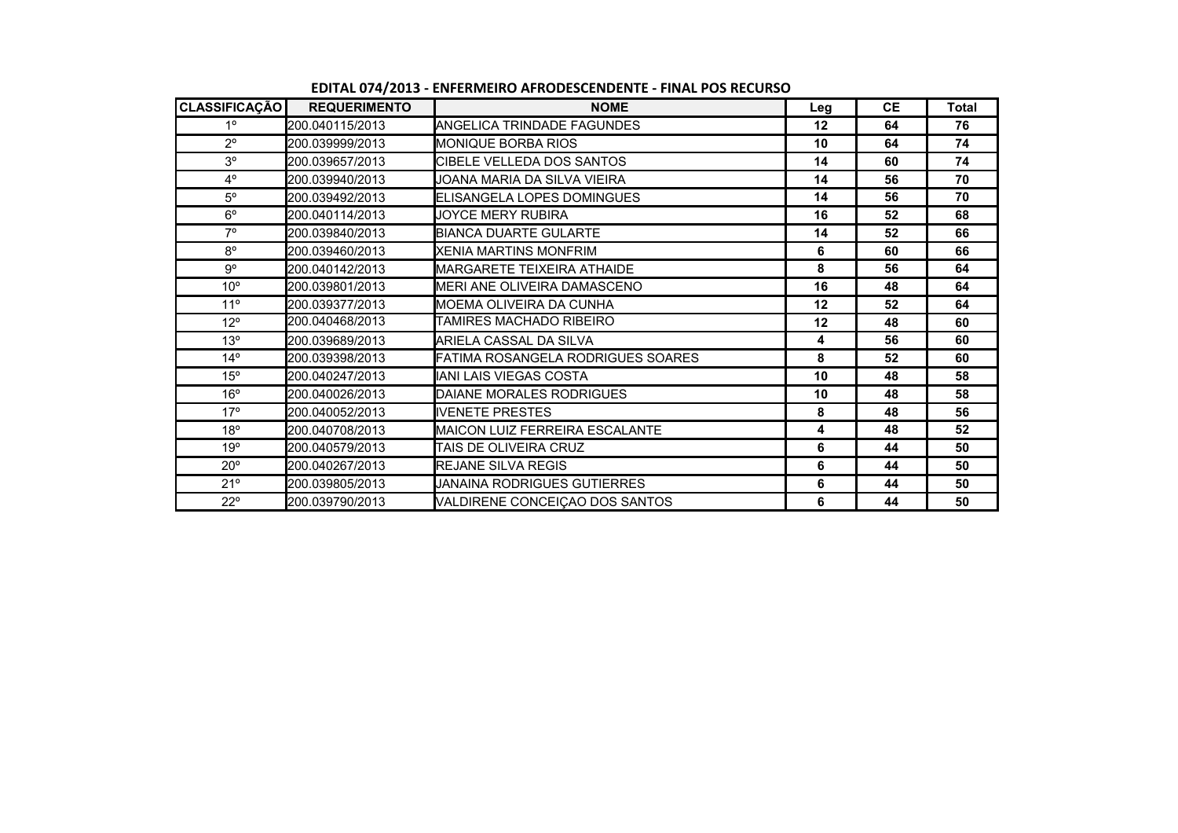**EDITAL 074/2013 - ENFERMEIRO AFRODESCENDENTE - FINAL POS RECURSO**

| CLASSIFICAÇÃO | REQUERIMENTO | NOME | Leg | CE | Total |
|---|---|---|---|---|---|
| 1º | 200.040115/2013 | ANGELICA TRINDADE FAGUNDES | 12 | 64 | 76 |
| 2º | 200.039999/2013 | MONIQUE BORBA RIOS | 10 | 64 | 74 |
| 3º | 200.039657/2013 | CIBELE VELLEDA DOS SANTOS | 14 | 60 | 74 |
| 4º | 200.039940/2013 | JOANA MARIA DA SILVA VIEIRA | 14 | 56 | 70 |
| 5º | 200.039492/2013 | ELISANGELA LOPES DOMINGUES | 14 | 56 | 70 |
| 6º | 200.040114/2013 | JOYCE MERY RUBIRA | 16 | 52 | 68 |
| 7º | 200.039840/2013 | BIANCA DUARTE GULARTE | 14 | 52 | 66 |
| 8º | 200.039460/2013 | XENIA MARTINS MONFRIM | 6 | 60 | 66 |
| 9º | 200.040142/2013 | MARGARETE TEIXEIRA ATHAIDE | 8 | 56 | 64 |
| 10º | 200.039801/2013 | MERI ANE OLIVEIRA DAMASCENO | 16 | 48 | 64 |
| 11º | 200.039377/2013 | MOEMA OLIVEIRA DA CUNHA | 12 | 52 | 64 |
| 12º | 200.040468/2013 | TAMIRES MACHADO RIBEIRO | 12 | 48 | 60 |
| 13º | 200.039689/2013 | ARIELA CASSAL DA SILVA | 4 | 56 | 60 |
| 14º | 200.039398/2013 | FATIMA ROSANGELA RODRIGUES SOARES | 8 | 52 | 60 |
| 15º | 200.040247/2013 | IANI LAIS VIEGAS COSTA | 10 | 48 | 58 |
| 16º | 200.040026/2013 | DAIANE MORALES RODRIGUES | 10 | 48 | 58 |
| 17º | 200.040052/2013 | IVENETE PRESTES | 8 | 48 | 56 |
| 18º | 200.040708/2013 | MAICON LUIZ FERREIRA ESCALANTE | 4 | 48 | 52 |
| 19º | 200.040579/2013 | TAIS DE OLIVEIRA CRUZ | 6 | 44 | 50 |
| 20º | 200.040267/2013 | REJANE SILVA REGIS | 6 | 44 | 50 |
| 21º | 200.039805/2013 | JANAINA RODRIGUES GUTIERRES | 6 | 44 | 50 |
| 22º | 200.039790/2013 | VALDIRENE CONCEIÇAO DOS SANTOS | 6 | 44 | 50 |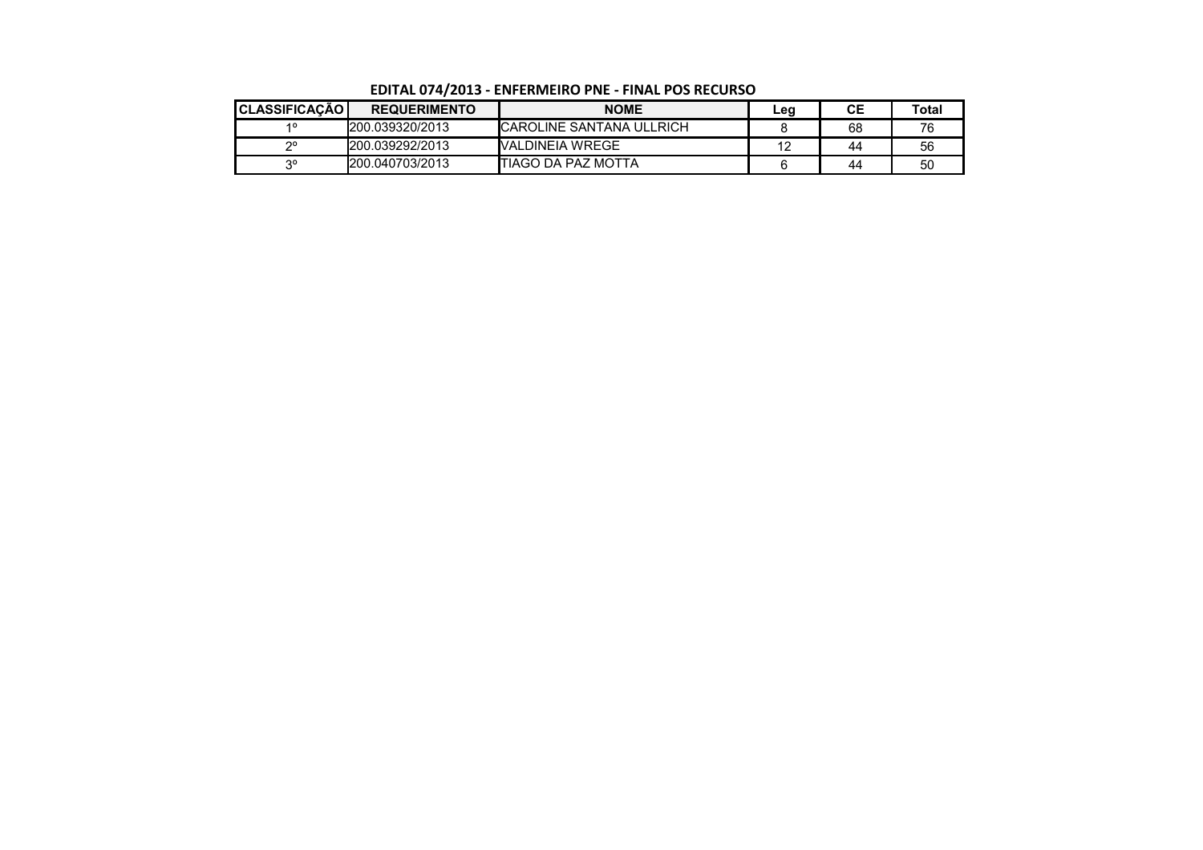**EDITAL 074/2013 - ENFERMEIRO PNE - FINAL POS RECURSO**

| CLASSIFICAÇÃO | REQUERIMENTO | NOME | Leg | CE | Total |
|---|---|---|---|---|---|
| 1º | 200.039320/2013 | CAROLINE SANTANA ULLRICH | 8 | 68 | 76 |
| 2º | 200.039292/2013 | VALDINEIA WREGE | 12 | 44 | 56 |
| 3º | 200.040703/2013 | TIAGO DA PAZ MOTTA | 6 | 44 | 50 |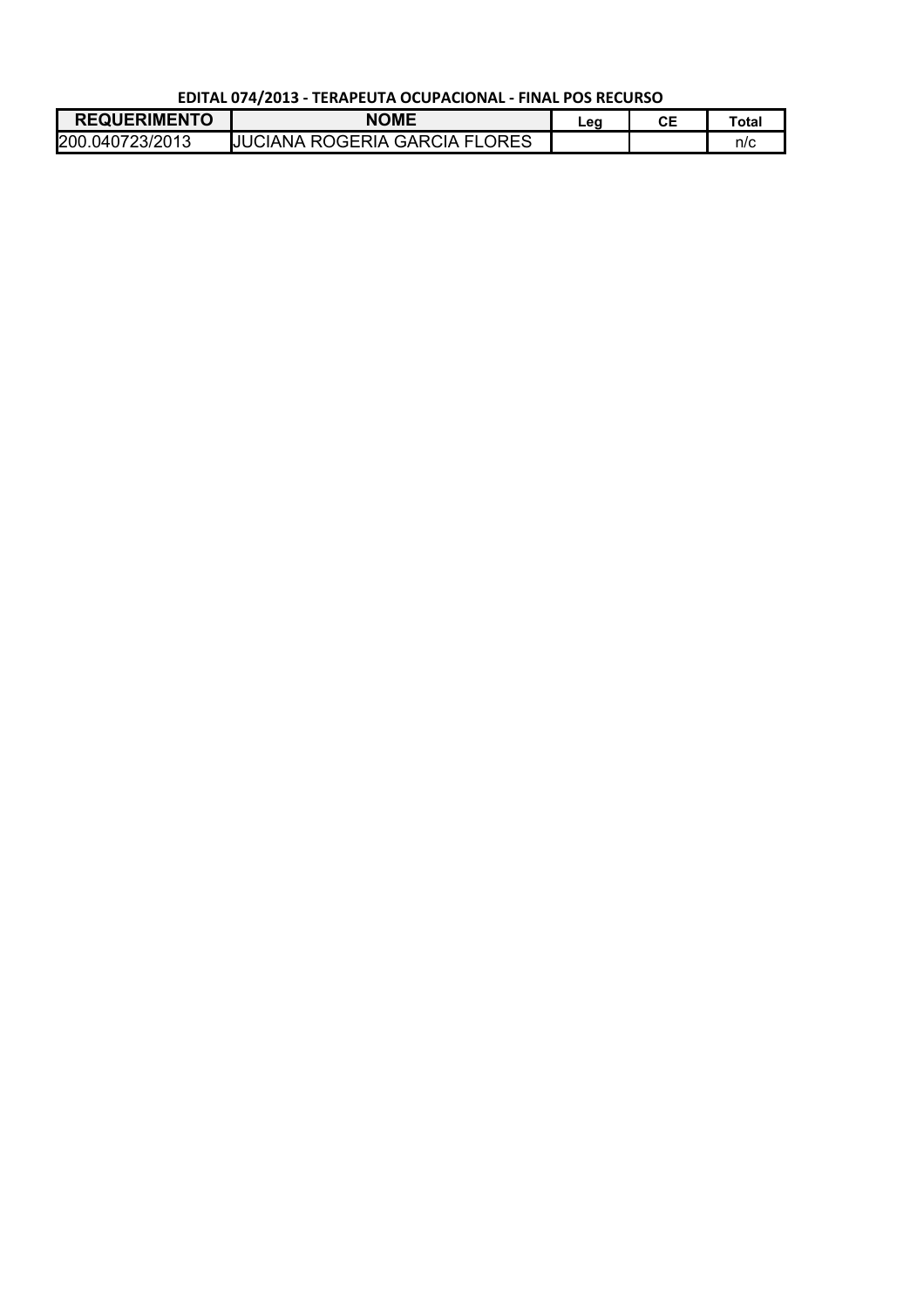**EDITAL 074/2013 - TERAPEUTA OCUPACIONAL - FINAL POS RECURSO**

| REQUERIMENTO | NOME | Leg | CE | Total |
|---|---|---|---|---|
| 200.040723/2013 | JUCIANA ROGERIA GARCIA FLORES | | | n/c |